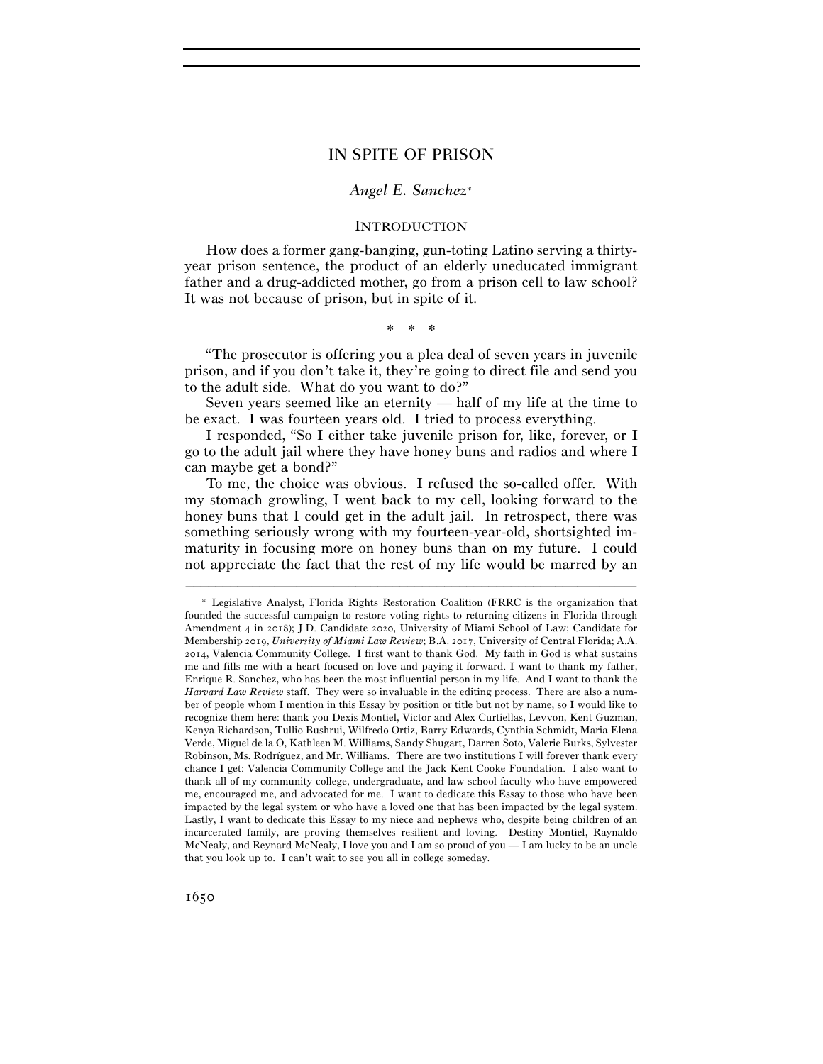# IN SPITE OF PRISON

*Angel E. Sanchez*[*]

## INTRODUCTION

How does a former gang-banging, gun-toting Latino serving a thirty-year prison sentence, the product of an elderly uneducated immigrant father and a drug-addicted mother, go from a prison cell to law school? It was not because of prison, but in spite of it.

\* \* \*

"The prosecutor is offering you a plea deal of seven years in juvenile prison, and if you don't take it, they're going to direct file and send you to the adult side. What do you want to do?"

Seven years seemed like an eternity — half of my life at the time to be exact. I was fourteen years old. I tried to process everything.

I responded, "So I either take juvenile prison for, like, forever, or I go to the adult jail where they have honey buns and radios and where I can maybe get a bond?"

To me, the choice was obvious. I refused the so-called offer. With my stomach growling, I went back to my cell, looking forward to the honey buns that I could get in the adult jail. In retrospect, there was something seriously wrong with my fourteen-year-old, shortsighted immaturity in focusing more on honey buns than on my future. I could not appreciate the fact that the rest of my life would be marred by an

---

[*] Legislative Analyst, Florida Rights Restoration Coalition (FRRC is the organization that founded the successful campaign to restore voting rights to returning citizens in Florida through Amendment 4 in 2018); J.D. Candidate 2020, University of Miami School of Law; Candidate for Membership 2019, *University of Miami Law Review*; B.A. 2017, University of Central Florida; A.A. 2014, Valencia Community College. I first want to thank God. My faith in God is what sustains me and fills me with a heart focused on love and paying it forward. I want to thank my father, Enrique R. Sanchez, who has been the most influential person in my life. And I want to thank the *Harvard Law Review* staff. They were so invaluable in the editing process. There are also a number of people whom I mention in this Essay by position or title but not by name, so I would like to recognize them here: thank you Dexis Montiel, Victor and Alex Curtiellas, Levvon, Kent Guzman, Kenya Richardson, Tullio Bushrui, Wilfredo Ortiz, Barry Edwards, Cynthia Schmidt, Maria Elena Verde, Miguel de la O, Kathleen M. Williams, Sandy Shugart, Darren Soto, Valerie Burks, Sylvester Robinson, Ms. Rodríguez, and Mr. Williams. There are two institutions I will forever thank every chance I get: Valencia Community College and the Jack Kent Cooke Foundation. I also want to thank all of my community college, undergraduate, and law school faculty who have empowered me, encouraged me, and advocated for me. I want to dedicate this Essay to those who have been impacted by the legal system or who have a loved one that has been impacted by the legal system. Lastly, I want to dedicate this Essay to my niece and nephews who, despite being children of an incarcerated family, are proving themselves resilient and loving. Destiny Montiel, Raynaldo McNealy, and Reynard McNealy, I love you and I am so proud of you — I am lucky to be an uncle that you look up to. I can't wait to see you all in college someday.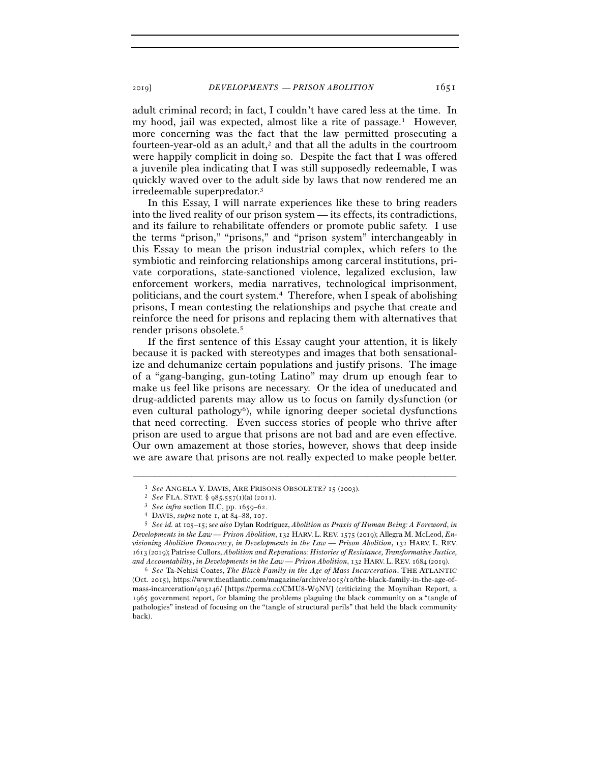adult criminal record; in fact, I couldn't have cared less at the time. In my hood, jail was expected, almost like a rite of passage.[1] However, more concerning was the fact that the law permitted prosecuting a fourteen-year-old as an adult,[2] and that all the adults in the courtroom were happily complicit in doing so. Despite the fact that I was offered a juvenile plea indicating that I was still supposedly redeemable, I was quickly waved over to the adult side by laws that now rendered me an irredeemable superpredator.[3]

In this Essay, I will narrate experiences like these to bring readers into the lived reality of our prison system — its effects, its contradictions, and its failure to rehabilitate offenders or promote public safety. I use the terms "prison," "prisons," and "prison system" interchangeably in this Essay to mean the prison industrial complex, which refers to the symbiotic and reinforcing relationships among carceral institutions, private corporations, state-sanctioned violence, legalized exclusion, law enforcement workers, media narratives, technological imprisonment, politicians, and the court system.[4] Therefore, when I speak of abolishing prisons, I mean contesting the relationships and psyche that create and reinforce the need for prisons and replacing them with alternatives that render prisons obsolete.[5]

If the first sentence of this Essay caught your attention, it is likely because it is packed with stereotypes and images that both sensationalize and dehumanize certain populations and justify prisons. The image of a "gang-banging, gun-toting Latino" may drum up enough fear to make us feel like prisons are necessary. Or the idea of uneducated and drug-addicted parents may allow us to focus on family dysfunction (or even cultural pathology[6]), while ignoring deeper societal dysfunctions that need correcting. Even success stories of people who thrive after prison are used to argue that prisons are not bad and are even effective. Our own amazement at those stories, however, shows that deep inside we are aware that prisons are not really expected to make people better.

---

[1] *See* ANGELA Y. DAVIS, ARE PRISONS OBSOLETE? 15 (2003).

[2] *See* FLA. STAT. § 985.557(1)(a) (2011).

[3] *See infra* section II.C, pp. 1659–62.

[4] DAVIS, *supra* note 1, at 84–88, 107.

[5] *See id.* at 105–15; *see also* Dylan Rodríguez, *Abolition as Praxis of Human Being: A Foreword*, *in Developments in the Law — Prison Abolition*, 132 HARV. L. REV. 1575 (2019); Allegra M. McLeod, *Envisioning Abolition Democracy*, *in Developments in the Law — Prison Abolition*, 132 HARV. L. REV. 1613 (2019); Patrisse Cullors, *Abolition and Reparations: Histories of Resistance, Transformative Justice, and Accountability*, *in Developments in the Law — Prison Abolition*, 132 HARV. L. REV. 1684 (2019).

[6] *See* Ta-Nehisi Coates, *The Black Family in the Age of Mass Incarceration*, THE ATLANTIC (Oct. 2015), https://www.theatlantic.com/magazine/archive/2015/10/the-black-family-in-the-age-of-mass-incarceration/403246/ [https://perma.cc/CMU8-W9NV] (criticizing the Moynihan Report, a 1965 government report, for blaming the problems plaguing the black community on a "tangle of pathologies" instead of focusing on the "tangle of structural perils" that held the black community back).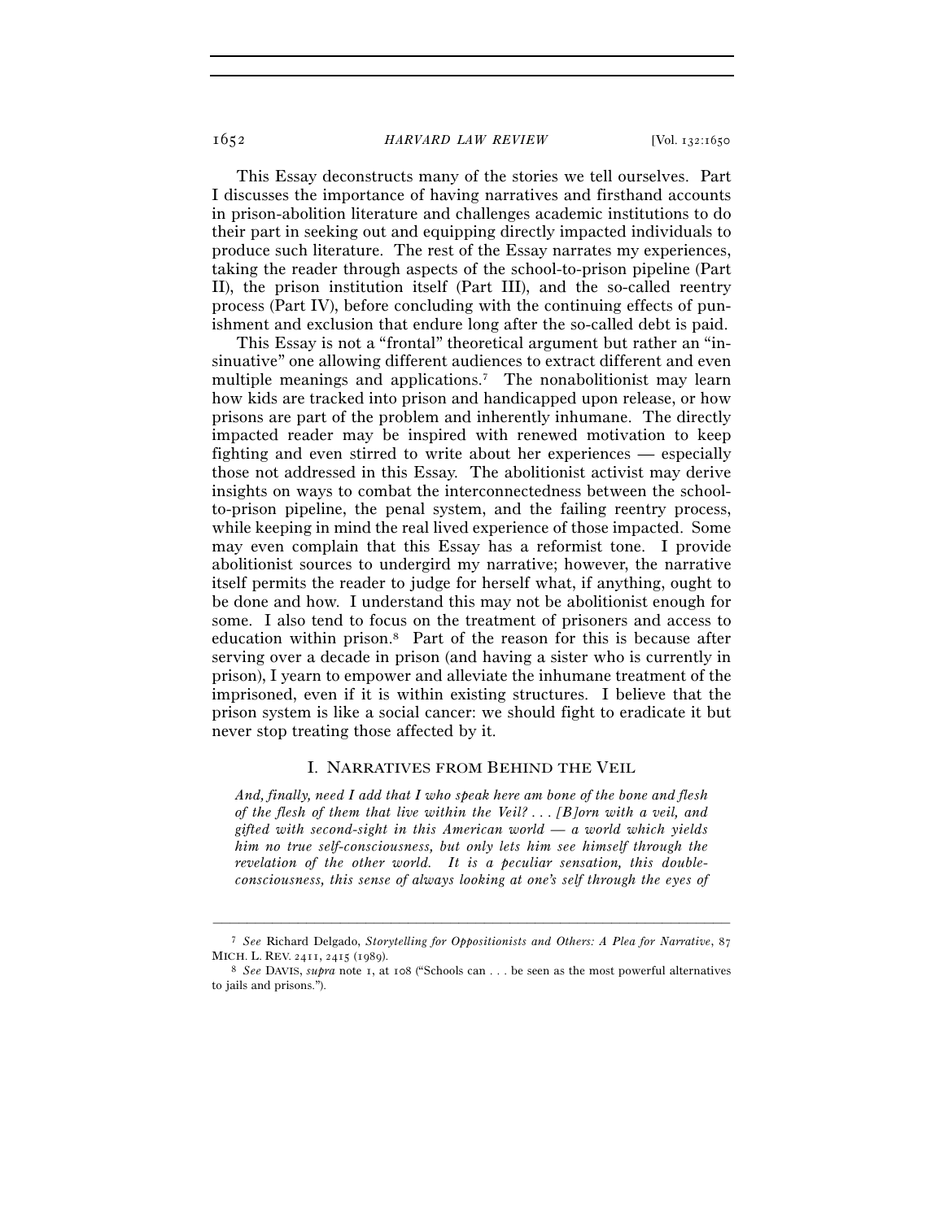This Essay deconstructs many of the stories we tell ourselves. Part I discusses the importance of having narratives and firsthand accounts in prison-abolition literature and challenges academic institutions to do their part in seeking out and equipping directly impacted individuals to produce such literature. The rest of the Essay narrates my experiences, taking the reader through aspects of the school-to-prison pipeline (Part II), the prison institution itself (Part III), and the so-called reentry process (Part IV), before concluding with the continuing effects of punishment and exclusion that endure long after the so-called debt is paid.

This Essay is not a "frontal" theoretical argument but rather an "insinuative" one allowing different audiences to extract different and even multiple meanings and applications.[7] The nonabolitionist may learn how kids are tracked into prison and handicapped upon release, or how prisons are part of the problem and inherently inhumane. The directly impacted reader may be inspired with renewed motivation to keep fighting and even stirred to write about her experiences — especially those not addressed in this Essay. The abolitionist activist may derive insights on ways to combat the interconnectedness between the school-to-prison pipeline, the penal system, and the failing reentry process, while keeping in mind the real lived experience of those impacted. Some may even complain that this Essay has a reformist tone. I provide abolitionist sources to undergird my narrative; however, the narrative itself permits the reader to judge for herself what, if anything, ought to be done and how. I understand this may not be abolitionist enough for some. I also tend to focus on the treatment of prisoners and access to education within prison.[8] Part of the reason for this is because after serving over a decade in prison (and having a sister who is currently in prison), I yearn to empower and alleviate the inhumane treatment of the imprisoned, even if it is within existing structures. I believe that the prison system is like a social cancer: we should fight to eradicate it but never stop treating those affected by it.

## I. NARRATIVES FROM BEHIND THE VEIL

*And, finally, need I add that I who speak here am bone of the bone and flesh of the flesh of them that live within the Veil? . . . [B]orn with a veil, and gifted with second-sight in this American world — a world which yields him no true self-consciousness, but only lets him see himself through the revelation of the other world. It is a peculiar sensation, this double-consciousness, this sense of always looking at one's self through the eyes of*

---

[7] *See* Richard Delgado, *Storytelling for Oppositionists and Others: A Plea for Narrative*, 87 MICH. L. REV. 2411, 2415 (1989).

[8] *See* DAVIS, *supra* note 1, at 108 ("Schools can . . . be seen as the most powerful alternatives to jails and prisons.").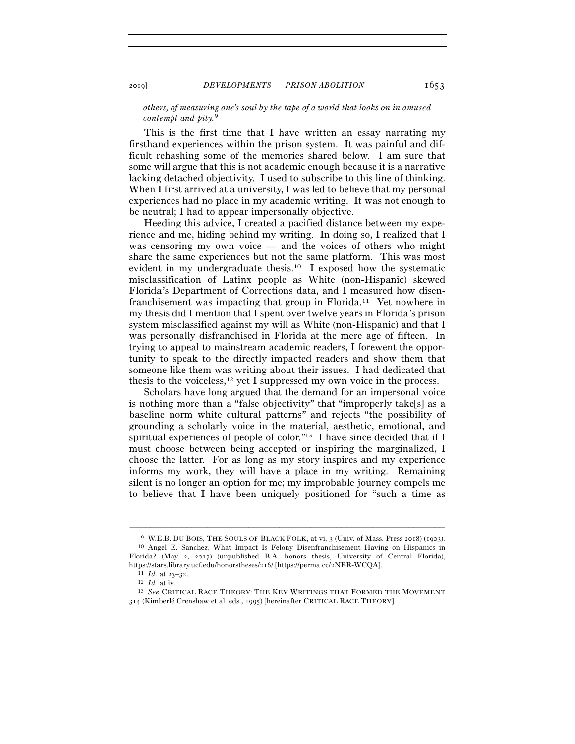*others, of measuring one's soul by the tape of a world that looks on in amused contempt and pity.*[9]

This is the first time that I have written an essay narrating my firsthand experiences within the prison system. It was painful and difficult rehashing some of the memories shared below. I am sure that some will argue that this is not academic enough because it is a narrative lacking detached objectivity. I used to subscribe to this line of thinking. When I first arrived at a university, I was led to believe that my personal experiences had no place in my academic writing. It was not enough to be neutral; I had to appear impersonally objective.

Heeding this advice, I created a pacified distance between my experience and me, hiding behind my writing. In doing so, I realized that I was censoring my own voice — and the voices of others who might share the same experiences but not the same platform. This was most evident in my undergraduate thesis.[10] I exposed how the systematic misclassification of Latinx people as White (non-Hispanic) skewed Florida's Department of Corrections data, and I measured how disenfranchisement was impacting that group in Florida.[11] Yet nowhere in my thesis did I mention that I spent over twelve years in Florida's prison system misclassified against my will as White (non-Hispanic) and that I was personally disfranchised in Florida at the mere age of fifteen. In trying to appeal to mainstream academic readers, I forewent the opportunity to speak to the directly impacted readers and show them that someone like them was writing about their issues. I had dedicated that thesis to the voiceless,[12] yet I suppressed my own voice in the process.

Scholars have long argued that the demand for an impersonal voice is nothing more than a "false objectivity" that "improperly take[s] as a baseline norm white cultural patterns" and rejects "the possibility of grounding a scholarly voice in the material, aesthetic, emotional, and spiritual experiences of people of color."[13] I have since decided that if I must choose between being accepted or inspiring the marginalized, I choose the latter. For as long as my story inspires and my experience informs my work, they will have a place in my writing. Remaining silent is no longer an option for me; my improbable journey compels me to believe that I have been uniquely positioned for "such a time as

---

[9] W.E.B. DU BOIS, THE SOULS OF BLACK FOLK, at vi, 3 (Univ. of Mass. Press 2018) (1903).

[10] Angel E. Sanchez, What Impact Is Felony Disenfranchisement Having on Hispanics in Florida? (May 2, 2017) (unpublished B.A. honors thesis, University of Central Florida), https://stars.library.ucf.edu/honorstheses/216/ [https://perma.cc/2NER-WCQA].

[11] *Id.* at 23–32.

[12] *Id.* at iv.

[13] *See* CRITICAL RACE THEORY: THE KEY WRITINGS THAT FORMED THE MOVEMENT 314 (Kimberlé Crenshaw et al. eds., 1995) [hereinafter CRITICAL RACE THEORY].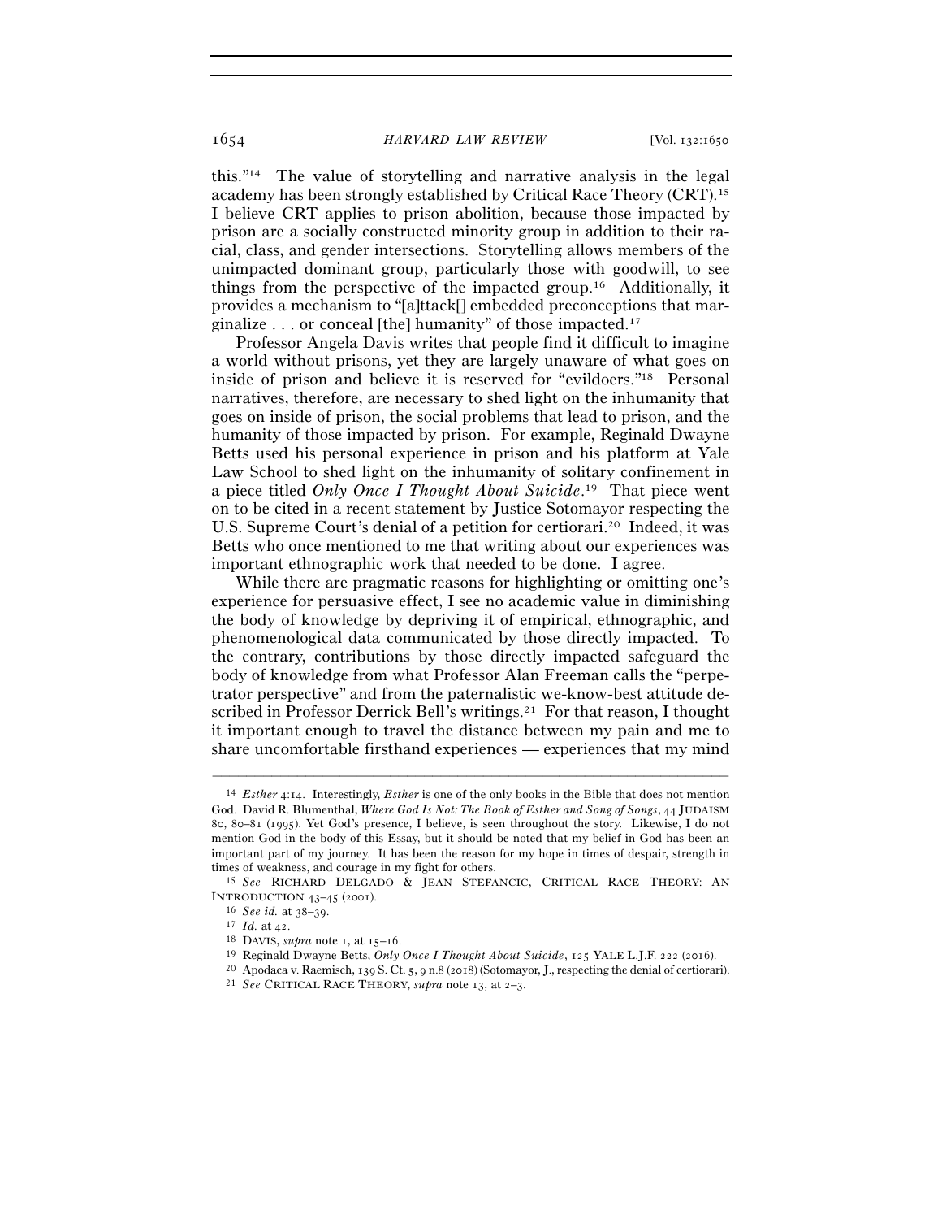this."[14] The value of storytelling and narrative analysis in the legal academy has been strongly established by Critical Race Theory (CRT).[15] I believe CRT applies to prison abolition, because those impacted by prison are a socially constructed minority group in addition to their racial, class, and gender intersections. Storytelling allows members of the unimpacted dominant group, particularly those with goodwill, to see things from the perspective of the impacted group.[16] Additionally, it provides a mechanism to "[a]ttack[] embedded preconceptions that marginalize . . . or conceal [the] humanity" of those impacted.[17]

Professor Angela Davis writes that people find it difficult to imagine a world without prisons, yet they are largely unaware of what goes on inside of prison and believe it is reserved for "evildoers."[18] Personal narratives, therefore, are necessary to shed light on the inhumanity that goes on inside of prison, the social problems that lead to prison, and the humanity of those impacted by prison. For example, Reginald Dwayne Betts used his personal experience in prison and his platform at Yale Law School to shed light on the inhumanity of solitary confinement in a piece titled *Only Once I Thought About Suicide*.[19] That piece went on to be cited in a recent statement by Justice Sotomayor respecting the U.S. Supreme Court's denial of a petition for certiorari.[20] Indeed, it was Betts who once mentioned to me that writing about our experiences was important ethnographic work that needed to be done. I agree.

While there are pragmatic reasons for highlighting or omitting one's experience for persuasive effect, I see no academic value in diminishing the body of knowledge by depriving it of empirical, ethnographic, and phenomenological data communicated by those directly impacted. To the contrary, contributions by those directly impacted safeguard the body of knowledge from what Professor Alan Freeman calls the "perpetrator perspective" and from the paternalistic we-know-best attitude described in Professor Derrick Bell's writings.[21] For that reason, I thought it important enough to travel the distance between my pain and me to share uncomfortable firsthand experiences — experiences that my mind

---

[14] *Esther* 4:14. Interestingly, *Esther* is one of the only books in the Bible that does not mention God. David R. Blumenthal, *Where God Is Not: The Book of Esther and Song of Songs*, 44 JUDAISM 80, 80–81 (1995). Yet God's presence, I believe, is seen throughout the story. Likewise, I do not mention God in the body of this Essay, but it should be noted that my belief in God has been an important part of my journey. It has been the reason for my hope in times of despair, strength in times of weakness, and courage in my fight for others.

[15] *See* RICHARD DELGADO & JEAN STEFANCIC, CRITICAL RACE THEORY: AN INTRODUCTION 43–45 (2001).

[16] *See id.* at 38–39.

[17] *Id.* at 42.

[18] DAVIS, *supra* note 1, at 15–16.

[19] Reginald Dwayne Betts, *Only Once I Thought About Suicide*, 125 YALE L.J.F. 222 (2016).

[20] Apodaca v. Raemisch, 139 S. Ct. 5, 9 n.8 (2018) (Sotomayor, J., respecting the denial of certiorari).

[21] *See* CRITICAL RACE THEORY, *supra* note 13, at 2–3.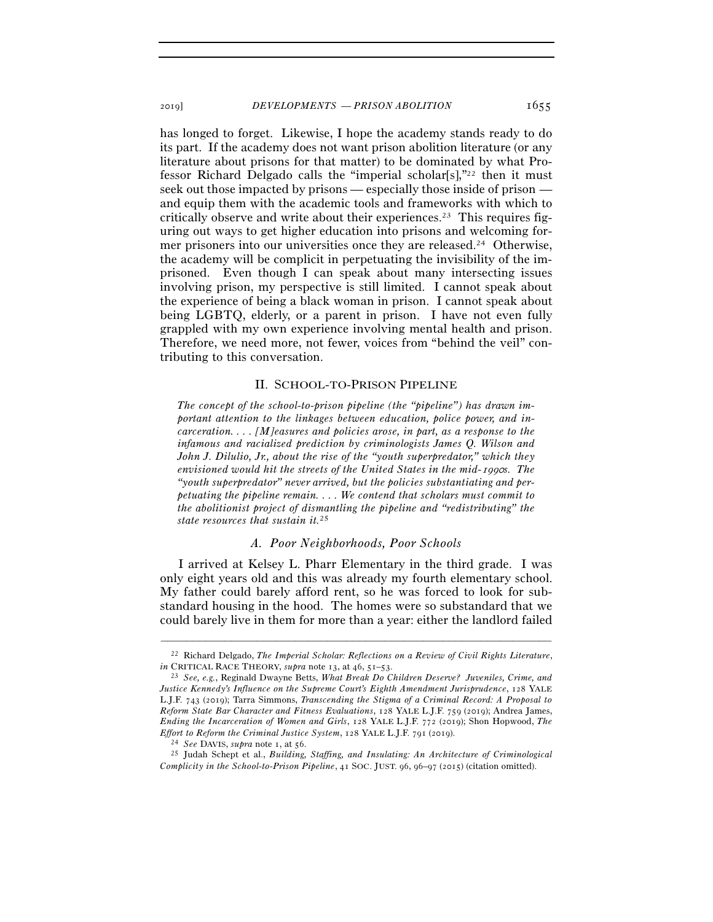has longed to forget. Likewise, I hope the academy stands ready to do its part. If the academy does not want prison abolition literature (or any literature about prisons for that matter) to be dominated by what Professor Richard Delgado calls the "imperial scholar[s],"[22] then it must seek out those impacted by prisons — especially those inside of prison — and equip them with the academic tools and frameworks with which to critically observe and write about their experiences.[23] This requires figuring out ways to get higher education into prisons and welcoming former prisoners into our universities once they are released.[24] Otherwise, the academy will be complicit in perpetuating the invisibility of the imprisoned. Even though I can speak about many intersecting issues involving prison, my perspective is still limited. I cannot speak about the experience of being a black woman in prison. I cannot speak about being LGBTQ, elderly, or a parent in prison. I have not even fully grappled with my own experience involving mental health and prison. Therefore, we need more, not fewer, voices from "behind the veil" contributing to this conversation.

## II. SCHOOL-TO-PRISON PIPELINE

> *The concept of the school-to-prison pipeline (the "pipeline") has drawn important attention to the linkages between education, police power, and incarceration. . . . [M]easures and policies arose, in part, as a response to the infamous and racialized prediction by criminologists James Q. Wilson and John J. Dilulio, Jr., about the rise of the "youth superpredator," which they envisioned would hit the streets of the United States in the mid-1990s. The "youth superpredator" never arrived, but the policies substantiating and perpetuating the pipeline remain. . . . We contend that scholars must commit to the abolitionist project of dismantling the pipeline and "redistributing" the state resources that sustain it.*[25]

### *A. Poor Neighborhoods, Poor Schools*

I arrived at Kelsey L. Pharr Elementary in the third grade. I was only eight years old and this was already my fourth elementary school. My father could barely afford rent, so he was forced to look for substandard housing in the hood. The homes were so substandard that we could barely live in them for more than a year: either the landlord failed

---

[22] Richard Delgado, *The Imperial Scholar: Reflections on a Review of Civil Rights Literature*, *in* CRITICAL RACE THEORY, *supra* note 13, at 46, 51–53.

[23] *See, e.g.*, Reginald Dwayne Betts, *What Break Do Children Deserve? Juveniles, Crime, and Justice Kennedy's Influence on the Supreme Court's Eighth Amendment Jurisprudence*, 128 YALE L.J.F. 743 (2019); Tarra Simmons, *Transcending the Stigma of a Criminal Record: A Proposal to Reform State Bar Character and Fitness Evaluations*, 128 YALE L.J.F. 759 (2019); Andrea James, *Ending the Incarceration of Women and Girls*, 128 YALE L.J.F. 772 (2019); Shon Hopwood, *The Effort to Reform the Criminal Justice System*, 128 YALE L.J.F. 791 (2019).

[24] *See* DAVIS, *supra* note 1, at 56.

[25] Judah Schept et al., *Building, Staffing, and Insulating: An Architecture of Criminological Complicity in the School-to-Prison Pipeline*, 41 SOC. JUST. 96, 96–97 (2015) (citation omitted).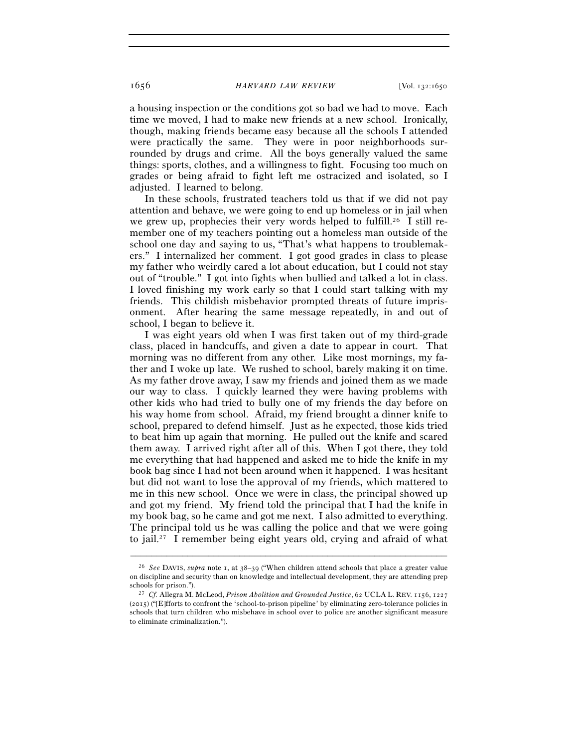a housing inspection or the conditions got so bad we had to move. Each time we moved, I had to make new friends at a new school. Ironically, though, making friends became easy because all the schools I attended were practically the same. They were in poor neighborhoods surrounded by drugs and crime. All the boys generally valued the same things: sports, clothes, and a willingness to fight. Focusing too much on grades or being afraid to fight left me ostracized and isolated, so I adjusted. I learned to belong.

In these schools, frustrated teachers told us that if we did not pay attention and behave, we were going to end up homeless or in jail when we grew up, prophecies their very words helped to fulfill.[26] I still remember one of my teachers pointing out a homeless man outside of the school one day and saying to us, "That's what happens to troublemakers." I internalized her comment. I got good grades in class to please my father who weirdly cared a lot about education, but I could not stay out of "trouble." I got into fights when bullied and talked a lot in class. I loved finishing my work early so that I could start talking with my friends. This childish misbehavior prompted threats of future imprisonment. After hearing the same message repeatedly, in and out of school, I began to believe it.

I was eight years old when I was first taken out of my third-grade class, placed in handcuffs, and given a date to appear in court. That morning was no different from any other. Like most mornings, my father and I woke up late. We rushed to school, barely making it on time. As my father drove away, I saw my friends and joined them as we made our way to class. I quickly learned they were having problems with other kids who had tried to bully one of my friends the day before on his way home from school. Afraid, my friend brought a dinner knife to school, prepared to defend himself. Just as he expected, those kids tried to beat him up again that morning. He pulled out the knife and scared them away. I arrived right after all of this. When I got there, they told me everything that had happened and asked me to hide the knife in my book bag since I had not been around when it happened. I was hesitant but did not want to lose the approval of my friends, which mattered to me in this new school. Once we were in class, the principal showed up and got my friend. My friend told the principal that I had the knife in my book bag, so he came and got me next. I also admitted to everything. The principal told us he was calling the police and that we were going to jail.[27] I remember being eight years old, crying and afraid of what

---

[26] *See* DAVIS, *supra* note 1, at 38–39 ("When children attend schools that place a greater value on discipline and security than on knowledge and intellectual development, they are attending prep schools for prison.").

[27] *Cf.* Allegra M. McLeod, *Prison Abolition and Grounded Justice*, 62 UCLA L. REV. 1156, 1227 (2015) ("[E]fforts to confront the 'school-to-prison pipeline' by eliminating zero-tolerance policies in schools that turn children who misbehave in school over to police are another significant measure to eliminate criminalization.").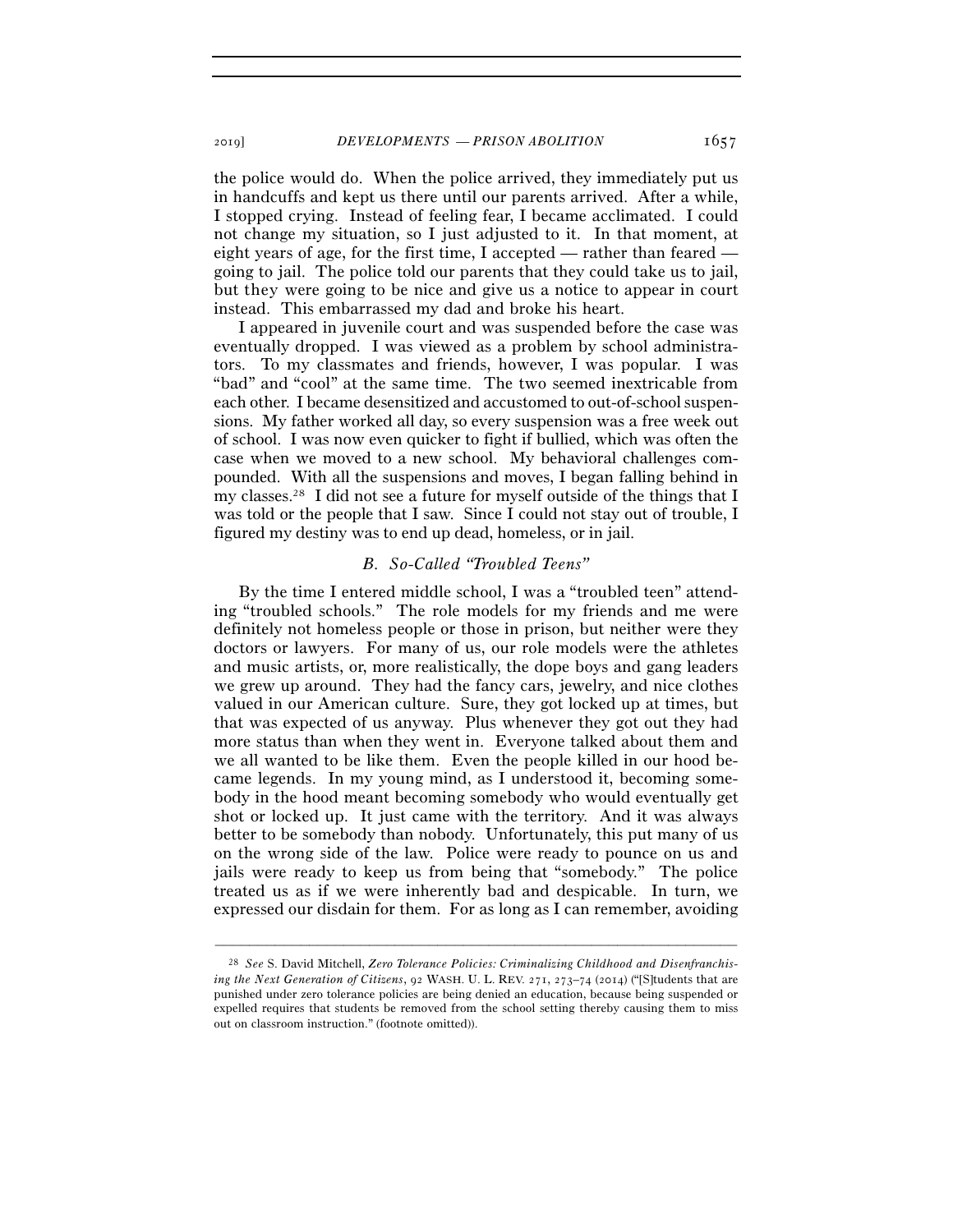the police would do. When the police arrived, they immediately put us in handcuffs and kept us there until our parents arrived. After a while, I stopped crying. Instead of feeling fear, I became acclimated. I could not change my situation, so I just adjusted to it. In that moment, at eight years of age, for the first time, I accepted — rather than feared — going to jail. The police told our parents that they could take us to jail, but they were going to be nice and give us a notice to appear in court instead. This embarrassed my dad and broke his heart.

I appeared in juvenile court and was suspended before the case was eventually dropped. I was viewed as a problem by school administrators. To my classmates and friends, however, I was popular. I was "bad" and "cool" at the same time. The two seemed inextricable from each other. I became desensitized and accustomed to out-of-school suspensions. My father worked all day, so every suspension was a free week out of school. I was now even quicker to fight if bullied, which was often the case when we moved to a new school. My behavioral challenges compounded. With all the suspensions and moves, I began falling behind in my classes.[28] I did not see a future for myself outside of the things that I was told or the people that I saw. Since I could not stay out of trouble, I figured my destiny was to end up dead, homeless, or in jail.

### *B. So-Called "Troubled Teens"*

By the time I entered middle school, I was a "troubled teen" attending "troubled schools." The role models for my friends and me were definitely not homeless people or those in prison, but neither were they doctors or lawyers. For many of us, our role models were the athletes and music artists, or, more realistically, the dope boys and gang leaders we grew up around. They had the fancy cars, jewelry, and nice clothes valued in our American culture. Sure, they got locked up at times, but that was expected of us anyway. Plus whenever they got out they had more status than when they went in. Everyone talked about them and we all wanted to be like them. Even the people killed in our hood became legends. In my young mind, as I understood it, becoming somebody in the hood meant becoming somebody who would eventually get shot or locked up. It just came with the territory. And it was always better to be somebody than nobody. Unfortunately, this put many of us on the wrong side of the law. Police were ready to pounce on us and jails were ready to keep us from being that "somebody." The police treated us as if we were inherently bad and despicable. In turn, we expressed our disdain for them. For as long as I can remember, avoiding

---

[28] *See* S. David Mitchell, *Zero Tolerance Policies: Criminalizing Childhood and Disenfranchising the Next Generation of Citizens*, 92 WASH. U. L. REV. 271, 273–74 (2014) ("[S]tudents that are punished under zero tolerance policies are being denied an education, because being suspended or expelled requires that students be removed from the school setting thereby causing them to miss out on classroom instruction." (footnote omitted)).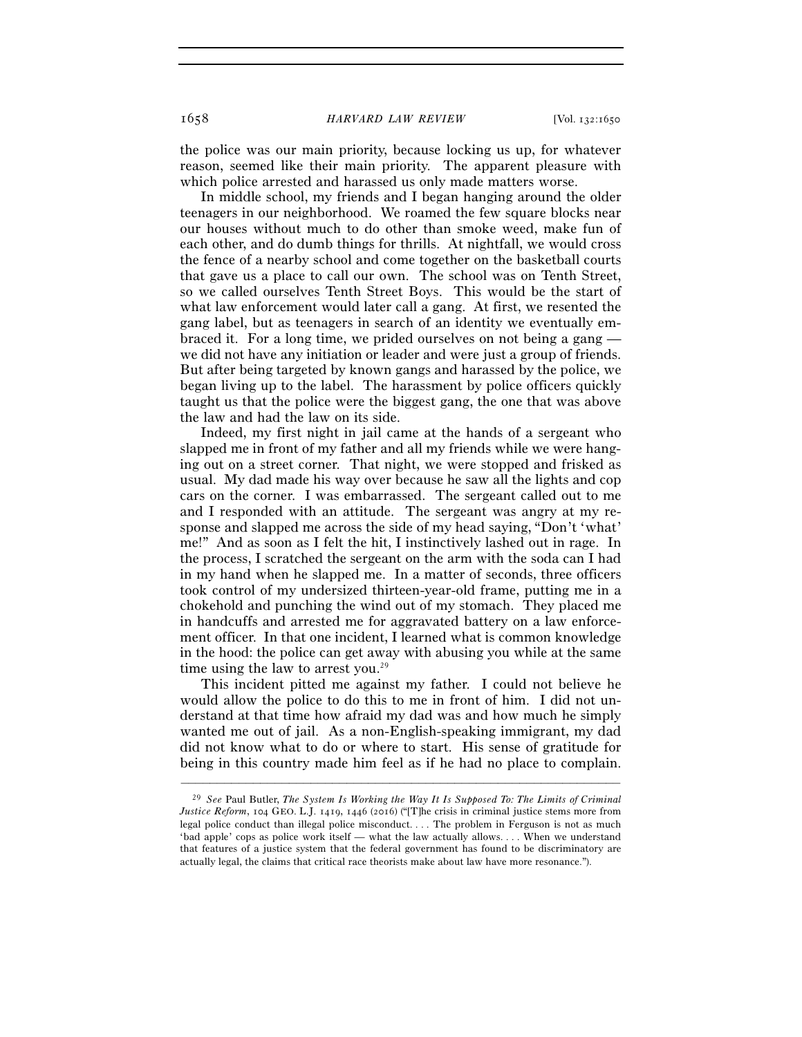the police was our main priority, because locking us up, for whatever reason, seemed like their main priority. The apparent pleasure with which police arrested and harassed us only made matters worse.

In middle school, my friends and I began hanging around the older teenagers in our neighborhood. We roamed the few square blocks near our houses without much to do other than smoke weed, make fun of each other, and do dumb things for thrills. At nightfall, we would cross the fence of a nearby school and come together on the basketball courts that gave us a place to call our own. The school was on Tenth Street, so we called ourselves Tenth Street Boys. This would be the start of what law enforcement would later call a gang. At first, we resented the gang label, but as teenagers in search of an identity we eventually embraced it. For a long time, we prided ourselves on not being a gang — we did not have any initiation or leader and were just a group of friends. But after being targeted by known gangs and harassed by the police, we began living up to the label. The harassment by police officers quickly taught us that the police were the biggest gang, the one that was above the law and had the law on its side.

Indeed, my first night in jail came at the hands of a sergeant who slapped me in front of my father and all my friends while we were hanging out on a street corner. That night, we were stopped and frisked as usual. My dad made his way over because he saw all the lights and cop cars on the corner. I was embarrassed. The sergeant called out to me and I responded with an attitude. The sergeant was angry at my response and slapped me across the side of my head saying, "Don't 'what' me!" And as soon as I felt the hit, I instinctively lashed out in rage. In the process, I scratched the sergeant on the arm with the soda can I had in my hand when he slapped me. In a matter of seconds, three officers took control of my undersized thirteen-year-old frame, putting me in a chokehold and punching the wind out of my stomach. They placed me in handcuffs and arrested me for aggravated battery on a law enforcement officer. In that one incident, I learned what is common knowledge in the hood: the police can get away with abusing you while at the same time using the law to arrest you.[29]

This incident pitted me against my father. I could not believe he would allow the police to do this to me in front of him. I did not understand at that time how afraid my dad was and how much he simply wanted me out of jail. As a non-English-speaking immigrant, my dad did not know what to do or where to start. His sense of gratitude for being in this country made him feel as if he had no place to complain.

---

[29] *See* Paul Butler, *The System Is Working the Way It Is Supposed To: The Limits of Criminal Justice Reform*, 104 GEO. L.J. 1419, 1446 (2016) ("[T]he crisis in criminal justice stems more from legal police conduct than illegal police misconduct. . . . The problem in Ferguson is not as much 'bad apple' cops as police work itself — what the law actually allows. . . . When we understand that features of a justice system that the federal government has found to be discriminatory are actually legal, the claims that critical race theorists make about law have more resonance.").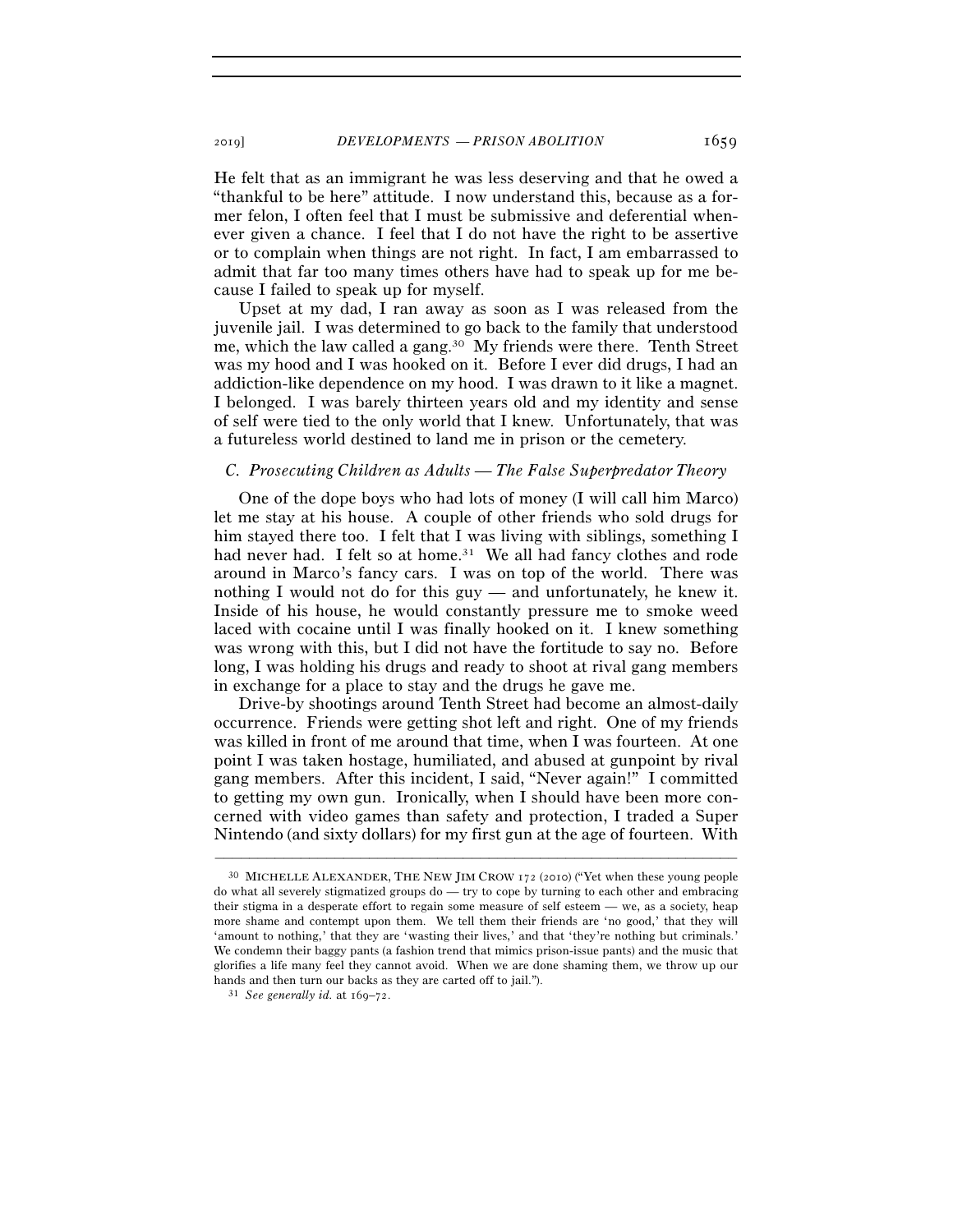He felt that as an immigrant he was less deserving and that he owed a "thankful to be here" attitude. I now understand this, because as a former felon, I often feel that I must be submissive and deferential whenever given a chance. I feel that I do not have the right to be assertive or to complain when things are not right. In fact, I am embarrassed to admit that far too many times others have had to speak up for me because I failed to speak up for myself.

Upset at my dad, I ran away as soon as I was released from the juvenile jail. I was determined to go back to the family that understood me, which the law called a gang.[30] My friends were there. Tenth Street was my hood and I was hooked on it. Before I ever did drugs, I had an addiction-like dependence on my hood. I was drawn to it like a magnet. I belonged. I was barely thirteen years old and my identity and sense of self were tied to the only world that I knew. Unfortunately, that was a futureless world destined to land me in prison or the cemetery.

### *C. Prosecuting Children as Adults — The False Superpredator Theory*

One of the dope boys who had lots of money (I will call him Marco) let me stay at his house. A couple of other friends who sold drugs for him stayed there too. I felt that I was living with siblings, something I had never had. I felt so at home.[31] We all had fancy clothes and rode around in Marco's fancy cars. I was on top of the world. There was nothing I would not do for this guy — and unfortunately, he knew it. Inside of his house, he would constantly pressure me to smoke weed laced with cocaine until I was finally hooked on it. I knew something was wrong with this, but I did not have the fortitude to say no. Before long, I was holding his drugs and ready to shoot at rival gang members in exchange for a place to stay and the drugs he gave me.

Drive-by shootings around Tenth Street had become an almost-daily occurrence. Friends were getting shot left and right. One of my friends was killed in front of me around that time, when I was fourteen. At one point I was taken hostage, humiliated, and abused at gunpoint by rival gang members. After this incident, I said, "Never again!" I committed to getting my own gun. Ironically, when I should have been more concerned with video games than safety and protection, I traded a Super Nintendo (and sixty dollars) for my first gun at the age of fourteen. With

---

[30] MICHELLE ALEXANDER, THE NEW JIM CROW 172 (2010) ("Yet when these young people do what all severely stigmatized groups do — try to cope by turning to each other and embracing their stigma in a desperate effort to regain some measure of self esteem — we, as a society, heap more shame and contempt upon them. We tell them their friends are 'no good,' that they will 'amount to nothing,' that they are 'wasting their lives,' and that 'they're nothing but criminals.' We condemn their baggy pants (a fashion trend that mimics prison-issue pants) and the music that glorifies a life many feel they cannot avoid. When we are done shaming them, we throw up our hands and then turn our backs as they are carted off to jail.").

[31] *See generally id.* at 169–72.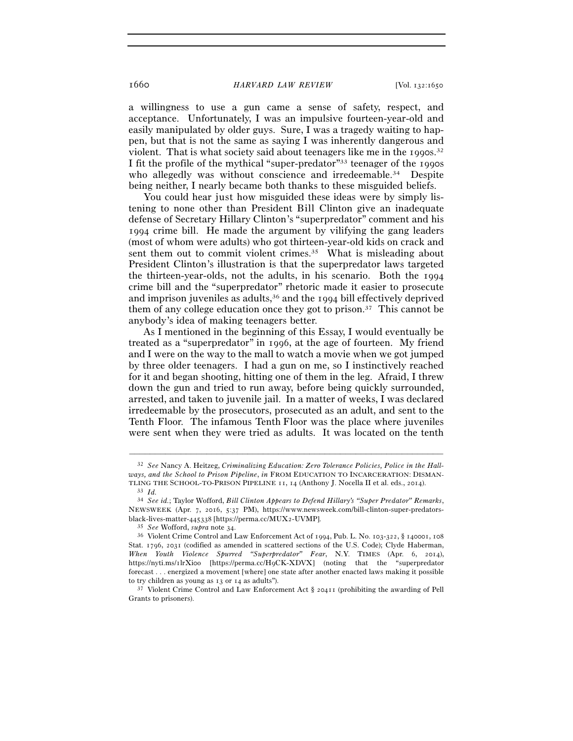a willingness to use a gun came a sense of safety, respect, and acceptance. Unfortunately, I was an impulsive fourteen-year-old and easily manipulated by older guys. Sure, I was a tragedy waiting to happen, but that is not the same as saying I was inherently dangerous and violent. That is what society said about teenagers like me in the 1990s.[32] I fit the profile of the mythical "super-predator"[33] teenager of the 1990s who allegedly was without conscience and irredeemable.[34] Despite being neither, I nearly became both thanks to these misguided beliefs.

You could hear just how misguided these ideas were by simply listening to none other than President Bill Clinton give an inadequate defense of Secretary Hillary Clinton's "superpredator" comment and his 1994 crime bill. He made the argument by vilifying the gang leaders (most of whom were adults) who got thirteen-year-old kids on crack and sent them out to commit violent crimes.[35] What is misleading about President Clinton's illustration is that the superpredator laws targeted the thirteen-year-olds, not the adults, in his scenario. Both the 1994 crime bill and the "superpredator" rhetoric made it easier to prosecute and imprison juveniles as adults,[36] and the 1994 bill effectively deprived them of any college education once they got to prison.[37] This cannot be anybody's idea of making teenagers better.

As I mentioned in the beginning of this Essay, I would eventually be treated as a "superpredator" in 1996, at the age of fourteen. My friend and I were on the way to the mall to watch a movie when we got jumped by three older teenagers. I had a gun on me, so I instinctively reached for it and began shooting, hitting one of them in the leg. Afraid, I threw down the gun and tried to run away, before being quickly surrounded, arrested, and taken to juvenile jail. In a matter of weeks, I was declared irredeemable by the prosecutors, prosecuted as an adult, and sent to the Tenth Floor. The infamous Tenth Floor was the place where juveniles were sent when they were tried as adults. It was located on the tenth

---

[32] *See* Nancy A. Heitzeg, *Criminalizing Education: Zero Tolerance Policies, Police in the Hallways, and the School to Prison Pipeline*, *in* FROM EDUCATION TO INCARCERATION: DISMANTLING THE SCHOOL-TO-PRISON PIPELINE 11, 14 (Anthony J. Nocella II et al. eds., 2014).

[33] *Id.*

[34] *See id.*; Taylor Wofford, *Bill Clinton Appears to Defend Hillary's "Super Predator" Remarks*, NEWSWEEK (Apr. 7, 2016, 5:37 PM), https://www.newsweek.com/bill-clinton-super-predators-black-lives-matter-445338 [https://perma.cc/MUX2-UVMP].

[35] *See* Wofford, *supra* note 34.

[36] Violent Crime Control and Law Enforcement Act of 1994, Pub. L. No. 103-322, § 140001, 108 Stat. 1796, 2031 (codified as amended in scattered sections of the U.S. Code); Clyde Haberman, *When Youth Violence Spurred "Superpredator" Fear*, N.Y. TIMES (Apr. 6, 2014), https://nyti.ms/1lrXioo [https://perma.cc/H9CK-XDVX] (noting that the "superpredator forecast . . . energized a movement [where] one state after another enacted laws making it possible to try children as young as 13 or 14 as adults").

[37] Violent Crime Control and Law Enforcement Act § 20411 (prohibiting the awarding of Pell Grants to prisoners).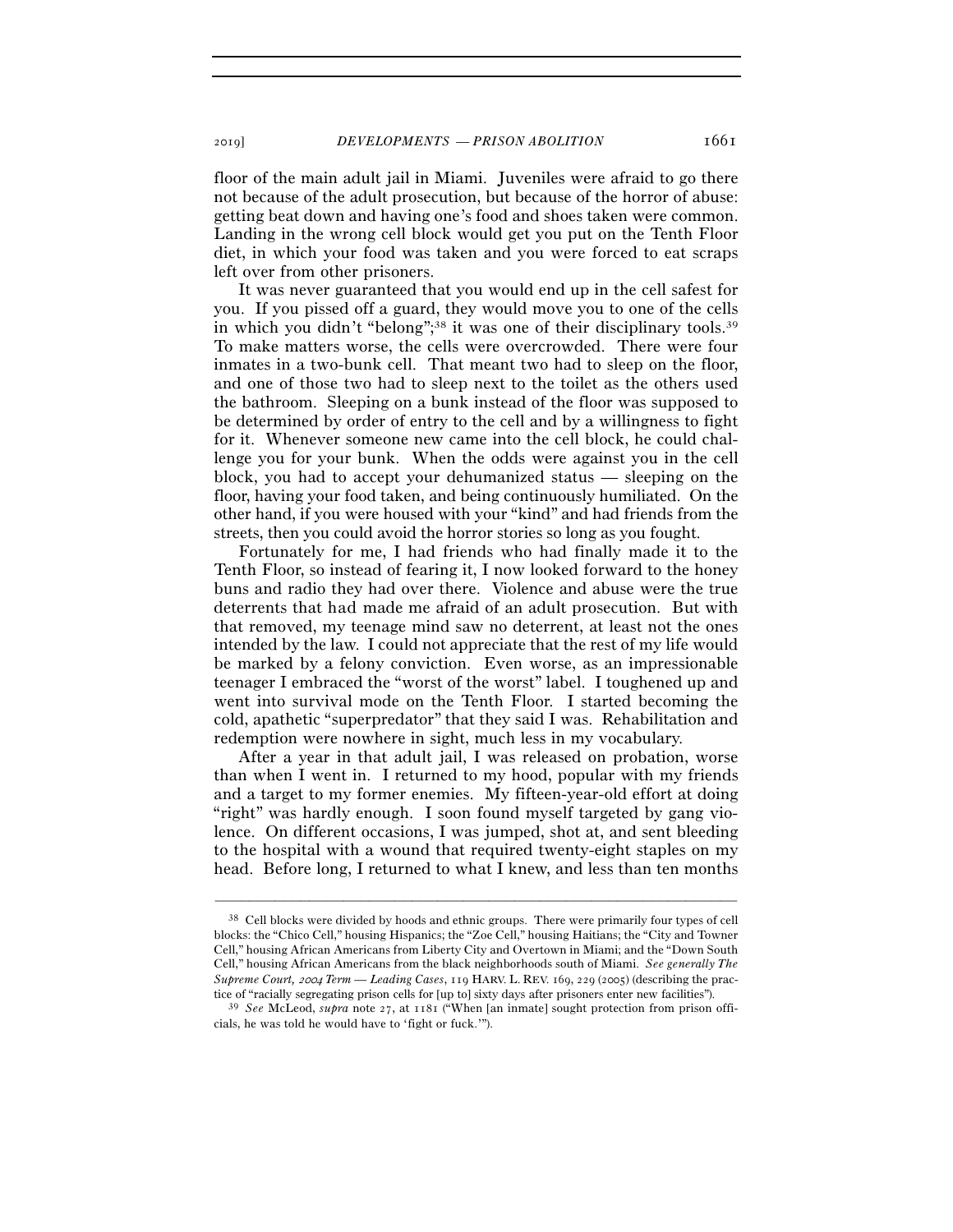floor of the main adult jail in Miami. Juveniles were afraid to go there not because of the adult prosecution, but because of the horror of abuse: getting beat down and having one's food and shoes taken were common. Landing in the wrong cell block would get you put on the Tenth Floor diet, in which your food was taken and you were forced to eat scraps left over from other prisoners.

It was never guaranteed that you would end up in the cell safest for you. If you pissed off a guard, they would move you to one of the cells in which you didn't "belong";[38] it was one of their disciplinary tools.[39] To make matters worse, the cells were overcrowded. There were four inmates in a two-bunk cell. That meant two had to sleep on the floor, and one of those two had to sleep next to the toilet as the others used the bathroom. Sleeping on a bunk instead of the floor was supposed to be determined by order of entry to the cell and by a willingness to fight for it. Whenever someone new came into the cell block, he could challenge you for your bunk. When the odds were against you in the cell block, you had to accept your dehumanized status — sleeping on the floor, having your food taken, and being continuously humiliated. On the other hand, if you were housed with your "kind" and had friends from the streets, then you could avoid the horror stories so long as you fought.

Fortunately for me, I had friends who had finally made it to the Tenth Floor, so instead of fearing it, I now looked forward to the honey buns and radio they had over there. Violence and abuse were the true deterrents that had made me afraid of an adult prosecution. But with that removed, my teenage mind saw no deterrent, at least not the ones intended by the law. I could not appreciate that the rest of my life would be marked by a felony conviction. Even worse, as an impressionable teenager I embraced the "worst of the worst" label. I toughened up and went into survival mode on the Tenth Floor. I started becoming the cold, apathetic "superpredator" that they said I was. Rehabilitation and redemption were nowhere in sight, much less in my vocabulary.

After a year in that adult jail, I was released on probation, worse than when I went in. I returned to my hood, popular with my friends and a target to my former enemies. My fifteen-year-old effort at doing "right" was hardly enough. I soon found myself targeted by gang violence. On different occasions, I was jumped, shot at, and sent bleeding to the hospital with a wound that required twenty-eight staples on my head. Before long, I returned to what I knew, and less than ten months

---

[38] Cell blocks were divided by hoods and ethnic groups. There were primarily four types of cell blocks: the "Chico Cell," housing Hispanics; the "Zoe Cell," housing Haitians; the "City and Towner Cell," housing African Americans from Liberty City and Overtown in Miami; and the "Down South Cell," housing African Americans from the black neighborhoods south of Miami. *See generally The Supreme Court, 2004 Term — Leading Cases*, 119 HARV. L. REV. 169, 229 (2005) (describing the practice of "racially segregating prison cells for [up to] sixty days after prisoners enter new facilities").

[39] *See* McLeod, *supra* note 27, at 1181 ("When [an inmate] sought protection from prison officials, he was told he would have to 'fight or fuck.'").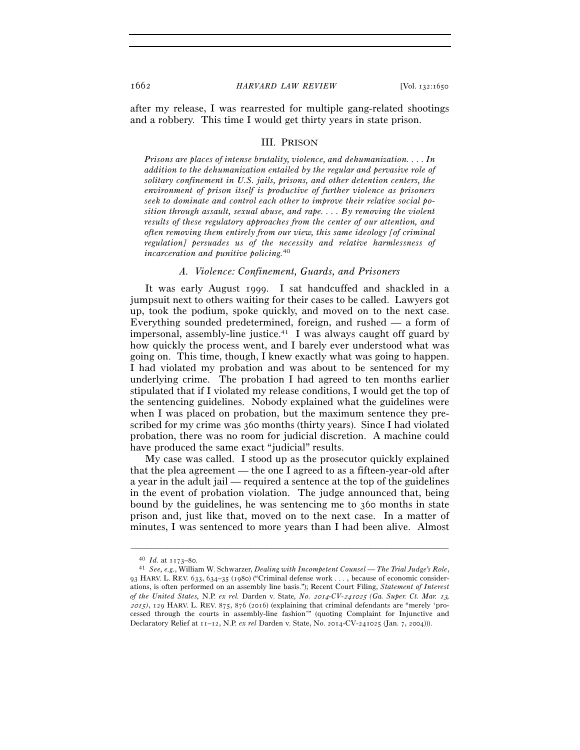after my release, I was rearrested for multiple gang-related shootings and a robbery. This time I would get thirty years in state prison.

## III. PRISON

*Prisons are places of intense brutality, violence, and dehumanization. . . . In addition to the dehumanization entailed by the regular and pervasive role of solitary confinement in U.S. jails, prisons, and other detention centers, the environment of prison itself is productive of further violence as prisoners seek to dominate and control each other to improve their relative social position through assault, sexual abuse, and rape. . . . By removing the violent results of these regulatory approaches from the center of our attention, and often removing them entirely from our view, this same ideology [of criminal regulation] persuades us of the necessity and relative harmlessness of incarceration and punitive policing.*[40]

### *A. Violence: Confinement, Guards, and Prisoners*

It was early August 1999. I sat handcuffed and shackled in a jumpsuit next to others waiting for their cases to be called. Lawyers got up, took the podium, spoke quickly, and moved on to the next case. Everything sounded predetermined, foreign, and rushed — a form of impersonal, assembly-line justice.[41] I was always caught off guard by how quickly the process went, and I barely ever understood what was going on. This time, though, I knew exactly what was going to happen. I had violated my probation and was about to be sentenced for my underlying crime. The probation I had agreed to ten months earlier stipulated that if I violated my release conditions, I would get the top of the sentencing guidelines. Nobody explained what the guidelines were when I was placed on probation, but the maximum sentence they prescribed for my crime was 360 months (thirty years). Since I had violated probation, there was no room for judicial discretion. A machine could have produced the same exact "judicial" results.

My case was called. I stood up as the prosecutor quickly explained that the plea agreement — the one I agreed to as a fifteen-year-old after a year in the adult jail — required a sentence at the top of the guidelines in the event of probation violation. The judge announced that, being bound by the guidelines, he was sentencing me to 360 months in state prison and, just like that, moved on to the next case. In a matter of minutes, I was sentenced to more years than I had been alive. Almost

---

[40] *Id.* at 1173–80.

[41] *See, e.g.*, William W. Schwarzer, *Dealing with Incompetent Counsel — The Trial Judge's Role*, 93 HARV. L. REV. 633, 634–35 (1980) ("Criminal defense work . . . , because of economic considerations, is often performed on an assembly line basis."); Recent Court Filing, *Statement of Interest of the United States,* N.P. *ex rel.* Darden v. State*, No. 2014-CV-241025 (Ga. Super. Ct. Mar. 13, 2015)*, 129 HARV. L. REV. 875, 876 (2016) (explaining that criminal defendants are "merely 'processed through the courts in assembly-line fashion'" (quoting Complaint for Injunctive and Declaratory Relief at 11–12, N.P. *ex rel* Darden v. State, No. 2014-CV-241025 (Jan. 7, 2004))).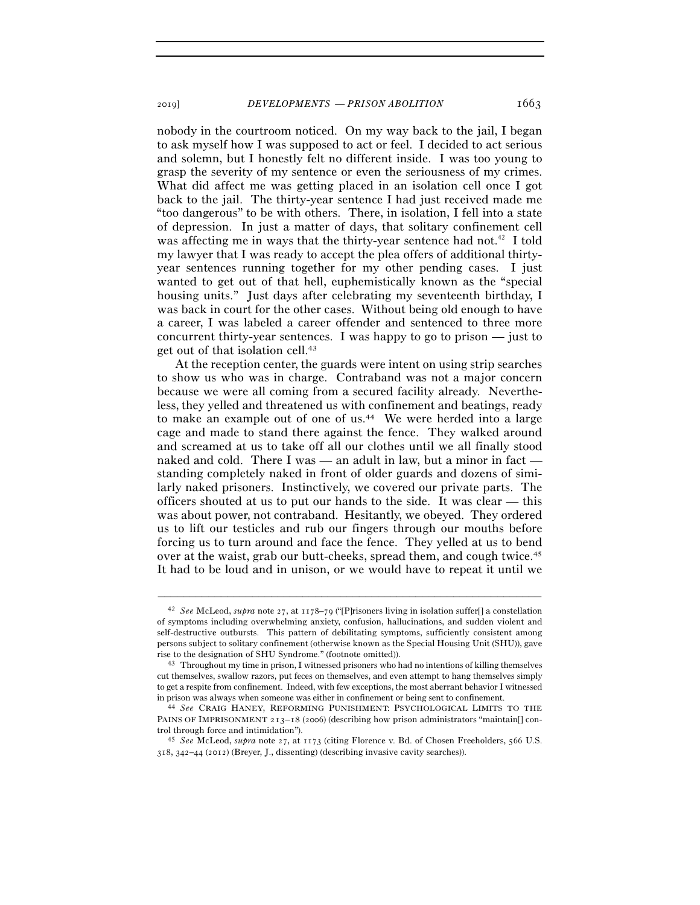nobody in the courtroom noticed. On my way back to the jail, I began to ask myself how I was supposed to act or feel. I decided to act serious and solemn, but I honestly felt no different inside. I was too young to grasp the severity of my sentence or even the seriousness of my crimes. What did affect me was getting placed in an isolation cell once I got back to the jail. The thirty-year sentence I had just received made me "too dangerous" to be with others. There, in isolation, I fell into a state of depression. In just a matter of days, that solitary confinement cell was affecting me in ways that the thirty-year sentence had not.[42] I told my lawyer that I was ready to accept the plea offers of additional thirty-year sentences running together for my other pending cases. I just wanted to get out of that hell, euphemistically known as the "special housing units." Just days after celebrating my seventeenth birthday, I was back in court for the other cases. Without being old enough to have a career, I was labeled a career offender and sentenced to three more concurrent thirty-year sentences. I was happy to go to prison — just to get out of that isolation cell.[43]

At the reception center, the guards were intent on using strip searches to show us who was in charge. Contraband was not a major concern because we were all coming from a secured facility already. Nevertheless, they yelled and threatened us with confinement and beatings, ready to make an example out of one of us.[44] We were herded into a large cage and made to stand there against the fence. They walked around and screamed at us to take off all our clothes until we all finally stood naked and cold. There I was — an adult in law, but a minor in fact — standing completely naked in front of older guards and dozens of similarly naked prisoners. Instinctively, we covered our private parts. The officers shouted at us to put our hands to the side. It was clear — this was about power, not contraband. Hesitantly, we obeyed. They ordered us to lift our testicles and rub our fingers through our mouths before forcing us to turn around and face the fence. They yelled at us to bend over at the waist, grab our butt-cheeks, spread them, and cough twice.[45] It had to be loud and in unison, or we would have to repeat it until we

---

[42] *See* McLeod, *supra* note 27, at 1178–79 ("[P]risoners living in isolation suffer[] a constellation of symptoms including overwhelming anxiety, confusion, hallucinations, and sudden violent and self-destructive outbursts. This pattern of debilitating symptoms, sufficiently consistent among persons subject to solitary confinement (otherwise known as the Special Housing Unit (SHU)), gave rise to the designation of SHU Syndrome." (footnote omitted)).

[43] Throughout my time in prison, I witnessed prisoners who had no intentions of killing themselves cut themselves, swallow razors, put feces on themselves, and even attempt to hang themselves simply to get a respite from confinement. Indeed, with few exceptions, the most aberrant behavior I witnessed in prison was always when someone was either in confinement or being sent to confinement.

[44] *See* CRAIG HANEY, REFORMING PUNISHMENT: PSYCHOLOGICAL LIMITS TO THE PAINS OF IMPRISONMENT 213–18 (2006) (describing how prison administrators "maintain[] control through force and intimidation").

[45] *See* McLeod, *supra* note 27, at 1173 (citing Florence v. Bd. of Chosen Freeholders, 566 U.S. 318, 342–44 (2012) (Breyer, J., dissenting) (describing invasive cavity searches)).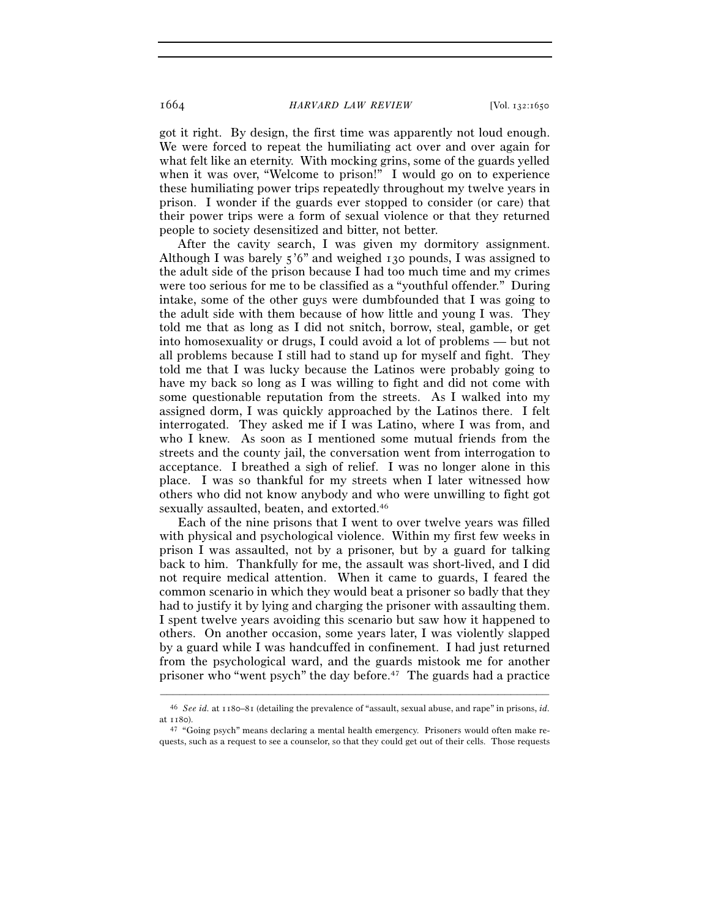got it right. By design, the first time was apparently not loud enough. We were forced to repeat the humiliating act over and over again for what felt like an eternity. With mocking grins, some of the guards yelled when it was over, "Welcome to prison!" I would go on to experience these humiliating power trips repeatedly throughout my twelve years in prison. I wonder if the guards ever stopped to consider (or care) that their power trips were a form of sexual violence or that they returned people to society desensitized and bitter, not better.

After the cavity search, I was given my dormitory assignment. Although I was barely 5'6" and weighed 130 pounds, I was assigned to the adult side of the prison because I had too much time and my crimes were too serious for me to be classified as a "youthful offender." During intake, some of the other guys were dumbfounded that I was going to the adult side with them because of how little and young I was. They told me that as long as I did not snitch, borrow, steal, gamble, or get into homosexuality or drugs, I could avoid a lot of problems — but not all problems because I still had to stand up for myself and fight. They told me that I was lucky because the Latinos were probably going to have my back so long as I was willing to fight and did not come with some questionable reputation from the streets. As I walked into my assigned dorm, I was quickly approached by the Latinos there. I felt interrogated. They asked me if I was Latino, where I was from, and who I knew. As soon as I mentioned some mutual friends from the streets and the county jail, the conversation went from interrogation to acceptance. I breathed a sigh of relief. I was no longer alone in this place. I was so thankful for my streets when I later witnessed how others who did not know anybody and who were unwilling to fight got sexually assaulted, beaten, and extorted.[46]

Each of the nine prisons that I went to over twelve years was filled with physical and psychological violence. Within my first few weeks in prison I was assaulted, not by a prisoner, but by a guard for talking back to him. Thankfully for me, the assault was short-lived, and I did not require medical attention. When it came to guards, I feared the common scenario in which they would beat a prisoner so badly that they had to justify it by lying and charging the prisoner with assaulting them. I spent twelve years avoiding this scenario but saw how it happened to others. On another occasion, some years later, I was violently slapped by a guard while I was handcuffed in confinement. I had just returned from the psychological ward, and the guards mistook me for another prisoner who "went psych" the day before.[47] The guards had a practice

---

[46] *See id.* at 1180–81 (detailing the prevalence of "assault, sexual abuse, and rape" in prisons, *id.* at 1180).

[47] "Going psych" means declaring a mental health emergency. Prisoners would often make requests, such as a request to see a counselor, so that they could get out of their cells. Those requests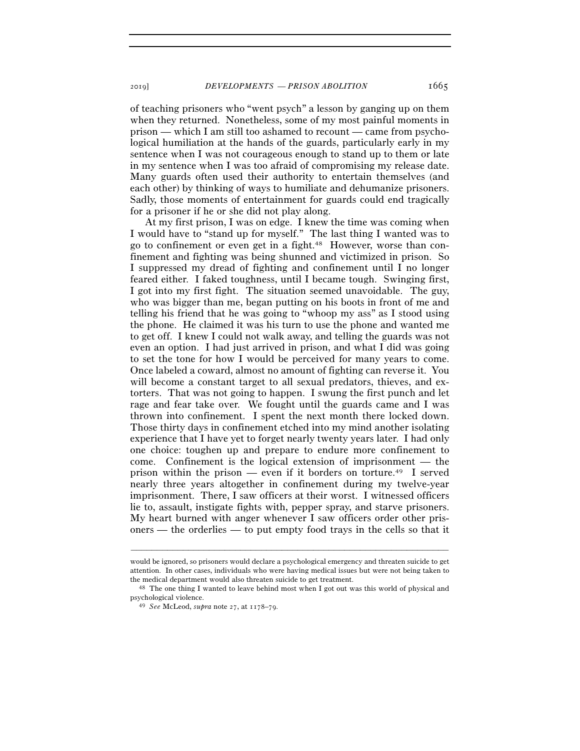of teaching prisoners who "went psych" a lesson by ganging up on them when they returned. Nonetheless, some of my most painful moments in prison — which I am still too ashamed to recount — came from psychological humiliation at the hands of the guards, particularly early in my sentence when I was not courageous enough to stand up to them or late in my sentence when I was too afraid of compromising my release date. Many guards often used their authority to entertain themselves (and each other) by thinking of ways to humiliate and dehumanize prisoners. Sadly, those moments of entertainment for guards could end tragically for a prisoner if he or she did not play along.

At my first prison, I was on edge. I knew the time was coming when I would have to "stand up for myself." The last thing I wanted was to go to confinement or even get in a fight.[48] However, worse than confinement and fighting was being shunned and victimized in prison. So I suppressed my dread of fighting and confinement until I no longer feared either. I faked toughness, until I became tough. Swinging first, I got into my first fight. The situation seemed unavoidable. The guy, who was bigger than me, began putting on his boots in front of me and telling his friend that he was going to "whoop my ass" as I stood using the phone. He claimed it was his turn to use the phone and wanted me to get off. I knew I could not walk away, and telling the guards was not even an option. I had just arrived in prison, and what I did was going to set the tone for how I would be perceived for many years to come. Once labeled a coward, almost no amount of fighting can reverse it. You will become a constant target to all sexual predators, thieves, and extorters. That was not going to happen. I swung the first punch and let rage and fear take over. We fought until the guards came and I was thrown into confinement. I spent the next month there locked down. Those thirty days in confinement etched into my mind another isolating experience that I have yet to forget nearly twenty years later. I had only one choice: toughen up and prepare to endure more confinement to come. Confinement is the logical extension of imprisonment — the prison within the prison — even if it borders on torture.[49] I served nearly three years altogether in confinement during my twelve-year imprisonment. There, I saw officers at their worst. I witnessed officers lie to, assault, instigate fights with, pepper spray, and starve prisoners. My heart burned with anger whenever I saw officers order other prisoners — the orderlies — to put empty food trays in the cells so that it

---

would be ignored, so prisoners would declare a psychological emergency and threaten suicide to get attention. In other cases, individuals who were having medical issues but were not being taken to the medical department would also threaten suicide to get treatment.

[48] The one thing I wanted to leave behind most when I got out was this world of physical and psychological violence.

[49] *See* McLeod, *supra* note 27, at 1178–79.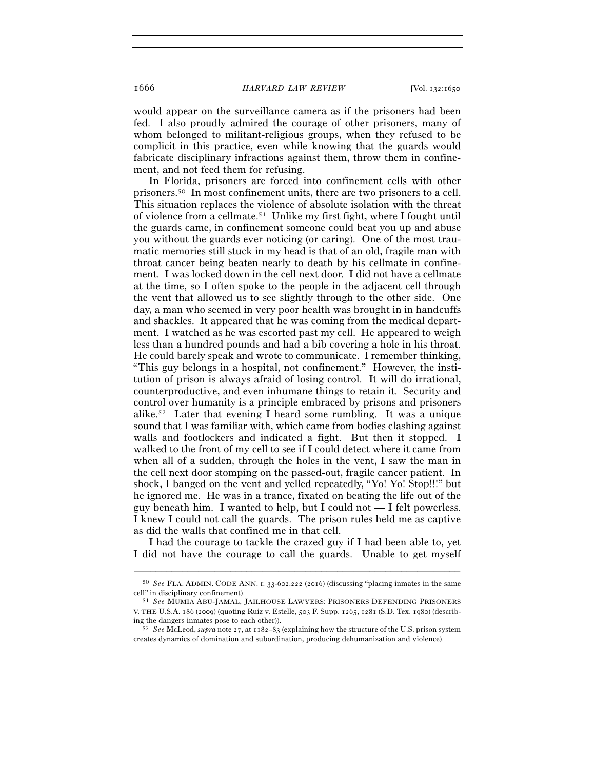would appear on the surveillance camera as if the prisoners had been fed. I also proudly admired the courage of other prisoners, many of whom belonged to militant-religious groups, when they refused to be complicit in this practice, even while knowing that the guards would fabricate disciplinary infractions against them, throw them in confinement, and not feed them for refusing.

In Florida, prisoners are forced into confinement cells with other prisoners.[50] In most confinement units, there are two prisoners to a cell. This situation replaces the violence of absolute isolation with the threat of violence from a cellmate.[51] Unlike my first fight, where I fought until the guards came, in confinement someone could beat you up and abuse you without the guards ever noticing (or caring). One of the most traumatic memories still stuck in my head is that of an old, fragile man with throat cancer being beaten nearly to death by his cellmate in confinement. I was locked down in the cell next door. I did not have a cellmate at the time, so I often spoke to the people in the adjacent cell through the vent that allowed us to see slightly through to the other side. One day, a man who seemed in very poor health was brought in in handcuffs and shackles. It appeared that he was coming from the medical department. I watched as he was escorted past my cell. He appeared to weigh less than a hundred pounds and had a bib covering a hole in his throat. He could barely speak and wrote to communicate. I remember thinking, "This guy belongs in a hospital, not confinement." However, the institution of prison is always afraid of losing control. It will do irrational, counterproductive, and even inhumane things to retain it. Security and control over humanity is a principle embraced by prisons and prisoners alike.[52] Later that evening I heard some rumbling. It was a unique sound that I was familiar with, which came from bodies clashing against walls and footlockers and indicated a fight. But then it stopped. I walked to the front of my cell to see if I could detect where it came from when all of a sudden, through the holes in the vent, I saw the man in the cell next door stomping on the passed-out, fragile cancer patient. In shock, I banged on the vent and yelled repeatedly, "Yo! Yo! Stop!!!" but he ignored me. He was in a trance, fixated on beating the life out of the guy beneath him. I wanted to help, but I could not — I felt powerless. I knew I could not call the guards. The prison rules held me as captive as did the walls that confined me in that cell.

I had the courage to tackle the crazed guy if I had been able to, yet I did not have the courage to call the guards. Unable to get myself

---

[50] *See* FLA. ADMIN. CODE ANN. r. 33-602.222 (2016) (discussing "placing inmates in the same cell" in disciplinary confinement).

[51] *See* MUMIA ABU-JAMAL, JAILHOUSE LAWYERS: PRISONERS DEFENDING PRISONERS V. THE U.S.A. 186 (2009) (quoting Ruiz v. Estelle, 503 F. Supp. 1265, 1281 (S.D. Tex. 1980) (describing the dangers inmates pose to each other)).

[52] *See* McLeod, *supra* note 27, at 1182–83 (explaining how the structure of the U.S. prison system creates dynamics of domination and subordination, producing dehumanization and violence).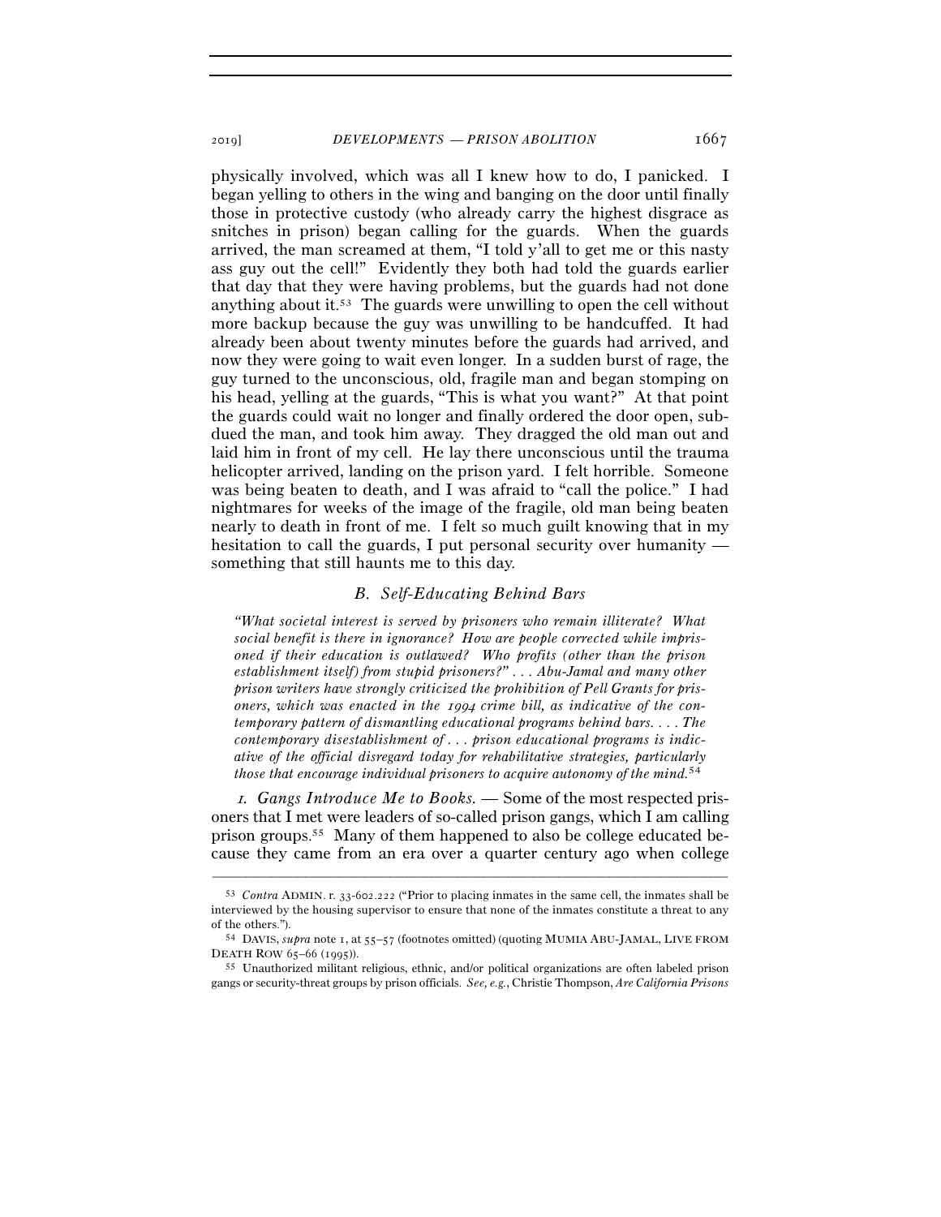physically involved, which was all I knew how to do, I panicked. I began yelling to others in the wing and banging on the door until finally those in protective custody (who already carry the highest disgrace as snitches in prison) began calling for the guards. When the guards arrived, the man screamed at them, "I told y'all to get me or this nasty ass guy out the cell!" Evidently they both had told the guards earlier that day that they were having problems, but the guards had not done anything about it.[53] The guards were unwilling to open the cell without more backup because the guy was unwilling to be handcuffed. It had already been about twenty minutes before the guards had arrived, and now they were going to wait even longer. In a sudden burst of rage, the guy turned to the unconscious, old, fragile man and began stomping on his head, yelling at the guards, "This is what you want?" At that point the guards could wait no longer and finally ordered the door open, subdued the man, and took him away. They dragged the old man out and laid him in front of my cell. He lay there unconscious until the trauma helicopter arrived, landing on the prison yard. I felt horrible. Someone was being beaten to death, and I was afraid to "call the police." I had nightmares for weeks of the image of the fragile, old man being beaten nearly to death in front of me. I felt so much guilt knowing that in my hesitation to call the guards, I put personal security over humanity — something that still haunts me to this day.

### B. *Self-Educating Behind Bars*

> *"What societal interest is served by prisoners who remain illiterate? What social benefit is there in ignorance? How are people corrected while imprisoned if their education is outlawed? Who profits (other than the prison establishment itself) from stupid prisoners?" . . . Abu-Jamal and many other prison writers have strongly criticized the prohibition of Pell Grants for prisoners, which was enacted in the 1994 crime bill, as indicative of the contemporary pattern of dismantling educational programs behind bars. . . . The contemporary disestablishment of . . . prison educational programs is indicative of the official disregard today for rehabilitative strategies, particularly those that encourage individual prisoners to acquire autonomy of the mind.*[54]

*1. Gangs Introduce Me to Books.* — Some of the most respected prisoners that I met were leaders of so-called prison gangs, which I am calling prison groups.[55] Many of them happened to also be college educated because they came from an era over a quarter century ago when college

---

[53] *Contra* ADMIN. r. 33-602.222 ("Prior to placing inmates in the same cell, the inmates shall be interviewed by the housing supervisor to ensure that none of the inmates constitute a threat to any of the others.").

[54] DAVIS, *supra* note 1, at 55–57 (footnotes omitted) (quoting MUMIA ABU-JAMAL, LIVE FROM DEATH ROW 65–66 (1995)).

[55] Unauthorized militant religious, ethnic, and/or political organizations are often labeled prison gangs or security-threat groups by prison officials. *See, e.g.*, Christie Thompson, *Are California Prisons*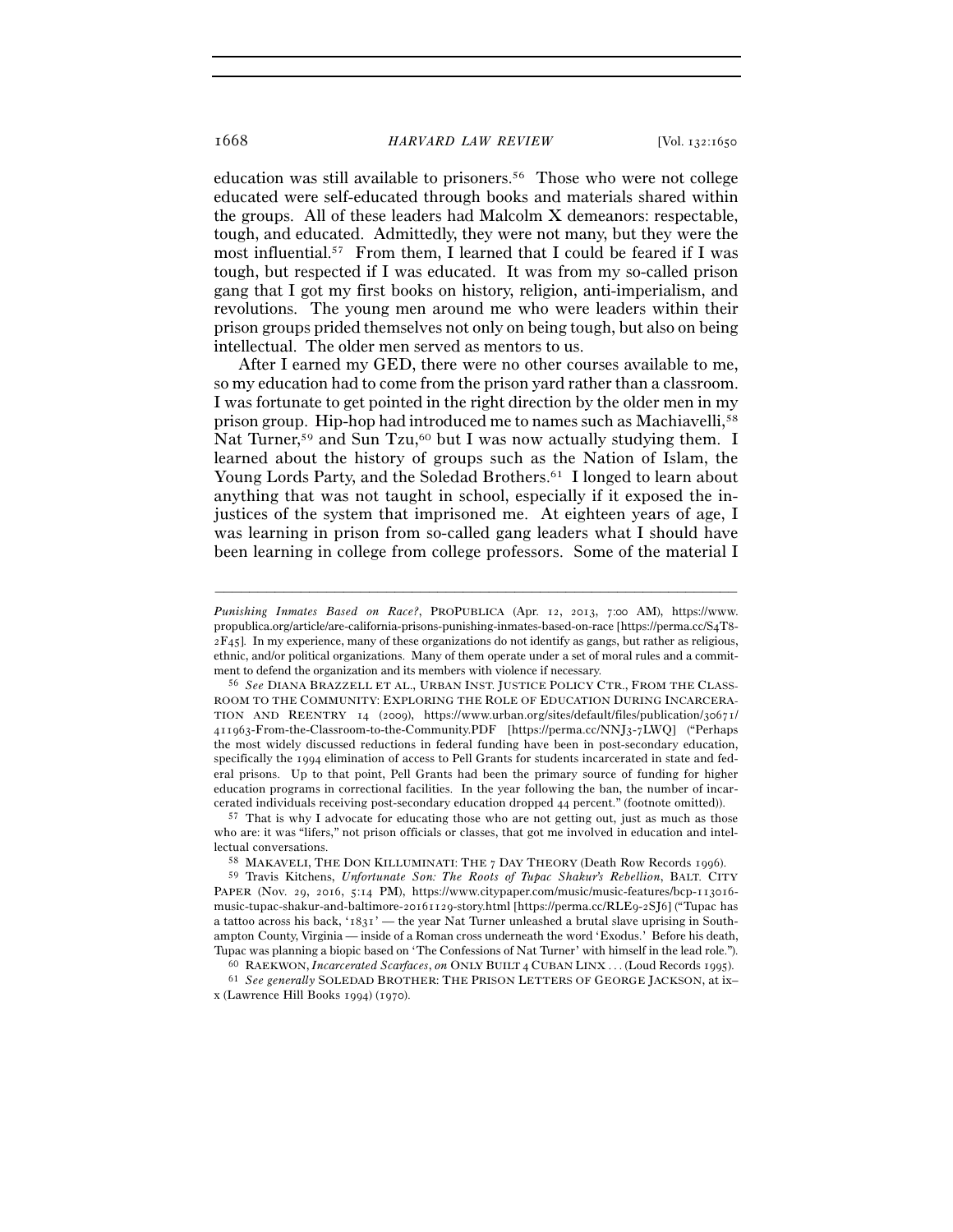education was still available to prisoners.[56] Those who were not college educated were self-educated through books and materials shared within the groups. All of these leaders had Malcolm X demeanors: respectable, tough, and educated. Admittedly, they were not many, but they were the most influential.[57] From them, I learned that I could be feared if I was tough, but respected if I was educated. It was from my so-called prison gang that I got my first books on history, religion, anti-imperialism, and revolutions. The young men around me who were leaders within their prison groups prided themselves not only on being tough, but also on being intellectual. The older men served as mentors to us.

After I earned my GED, there were no other courses available to me, so my education had to come from the prison yard rather than a classroom. I was fortunate to get pointed in the right direction by the older men in my prison group. Hip-hop had introduced me to names such as Machiavelli,[58] Nat Turner,[59] and Sun Tzu,[60] but I was now actually studying them. I learned about the history of groups such as the Nation of Islam, the Young Lords Party, and the Soledad Brothers.[61] I longed to learn about anything that was not taught in school, especially if it exposed the injustices of the system that imprisoned me. At eighteen years of age, I was learning in prison from so-called gang leaders what I should have been learning in college from college professors. Some of the material I

---

*Punishing Inmates Based on Race?*, PROPUBLICA (Apr. 12, 2013, 7:00 AM), https://www.propublica.org/article/are-california-prisons-punishing-inmates-based-on-race [https://perma.cc/S4T8-2F45]. In my experience, many of these organizations do not identify as gangs, but rather as religious, ethnic, and/or political organizations. Many of them operate under a set of moral rules and a commitment to defend the organization and its members with violence if necessary.

[56] *See* DIANA BRAZZELL ET AL., URBAN INST. JUSTICE POLICY CTR., FROM THE CLASSROOM TO THE COMMUNITY: EXPLORING THE ROLE OF EDUCATION DURING INCARCERATION AND REENTRY 14 (2009), https://www.urban.org/sites/default/files/publication/30671/411963-From-the-Classroom-to-the-Community.PDF [https://perma.cc/NNJ3-7LWQ] ("Perhaps the most widely discussed reductions in federal funding have been in post-secondary education, specifically the 1994 elimination of access to Pell Grants for students incarcerated in state and federal prisons. Up to that point, Pell Grants had been the primary source of funding for higher education programs in correctional facilities. In the year following the ban, the number of incarcerated individuals receiving post-secondary education dropped 44 percent." (footnote omitted)).

[57] That is why I advocate for educating those who are not getting out, just as much as those who are: it was "lifers," not prison officials or classes, that got me involved in education and intellectual conversations.

[58] MAKAVELI, THE DON KILLUMINATI: THE 7 DAY THEORY (Death Row Records 1996).

[59] Travis Kitchens, *Unfortunate Son: The Roots of Tupac Shakur's Rebellion*, BALT. CITY PAPER (Nov. 29, 2016, 5:14 PM), https://www.citypaper.com/music/music-features/bcp-113016-music-tupac-shakur-and-baltimore-20161129-story.html [https://perma.cc/RLE9-2SJ6] ("Tupac has a tattoo across his back, '1831' — the year Nat Turner unleashed a brutal slave uprising in Southampton County, Virginia — inside of a Roman cross underneath the word 'Exodus.' Before his death, Tupac was planning a biopic based on 'The Confessions of Nat Turner' with himself in the lead role.").

[60] RAEKWON, *Incarcerated Scarfaces*, *on* ONLY BUILT 4 CUBAN LINX . . . (Loud Records 1995).

[61] *See generally* SOLEDAD BROTHER: THE PRISON LETTERS OF GEORGE JACKSON, at ix–x (Lawrence Hill Books 1994) (1970).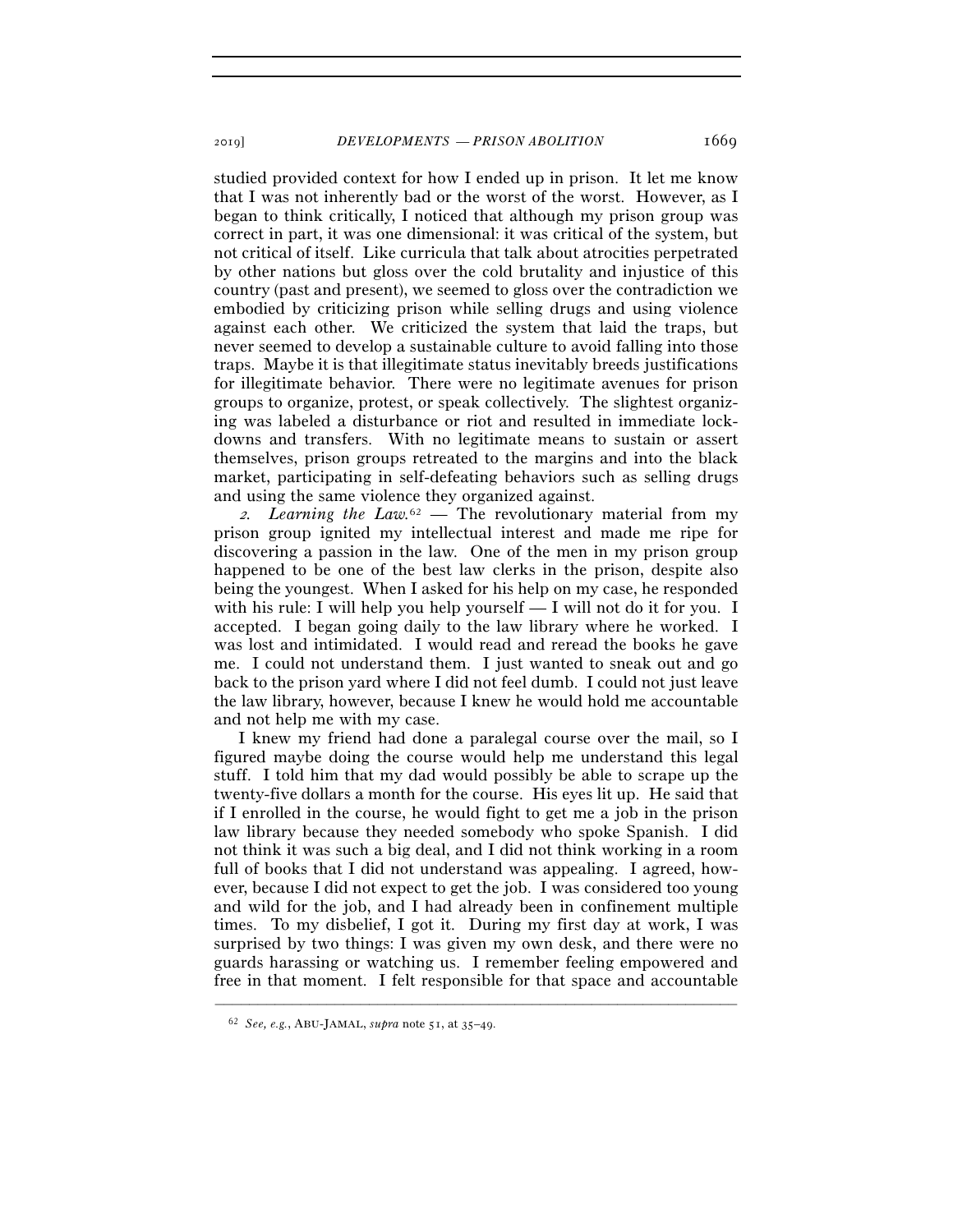studied provided context for how I ended up in prison. It let me know that I was not inherently bad or the worst of the worst. However, as I began to think critically, I noticed that although my prison group was correct in part, it was one dimensional: it was critical of the system, but not critical of itself. Like curricula that talk about atrocities perpetrated by other nations but gloss over the cold brutality and injustice of this country (past and present), we seemed to gloss over the contradiction we embodied by criticizing prison while selling drugs and using violence against each other. We criticized the system that laid the traps, but never seemed to develop a sustainable culture to avoid falling into those traps. Maybe it is that illegitimate status inevitably breeds justifications for illegitimate behavior. There were no legitimate avenues for prison groups to organize, protest, or speak collectively. The slightest organizing was labeled a disturbance or riot and resulted in immediate lockdowns and transfers. With no legitimate means to sustain or assert themselves, prison groups retreated to the margins and into the black market, participating in self-defeating behaviors such as selling drugs and using the same violence they organized against.

*2. Learning the Law.*[62] — The revolutionary material from my prison group ignited my intellectual interest and made me ripe for discovering a passion in the law. One of the men in my prison group happened to be one of the best law clerks in the prison, despite also being the youngest. When I asked for his help on my case, he responded with his rule: I will help you help yourself — I will not do it for you. I accepted. I began going daily to the law library where he worked. I was lost and intimidated. I would read and reread the books he gave me. I could not understand them. I just wanted to sneak out and go back to the prison yard where I did not feel dumb. I could not just leave the law library, however, because I knew he would hold me accountable and not help me with my case.

I knew my friend had done a paralegal course over the mail, so I figured maybe doing the course would help me understand this legal stuff. I told him that my dad would possibly be able to scrape up the twenty-five dollars a month for the course. His eyes lit up. He said that if I enrolled in the course, he would fight to get me a job in the prison law library because they needed somebody who spoke Spanish. I did not think it was such a big deal, and I did not think working in a room full of books that I did not understand was appealing. I agreed, however, because I did not expect to get the job. I was considered too young and wild for the job, and I had already been in confinement multiple times. To my disbelief, I got it. During my first day at work, I was surprised by two things: I was given my own desk, and there were no guards harassing or watching us. I remember feeling empowered and free in that moment. I felt responsible for that space and accountable

---

[62] *See, e.g.*, ABU-JAMAL, *supra* note 51, at 35–49.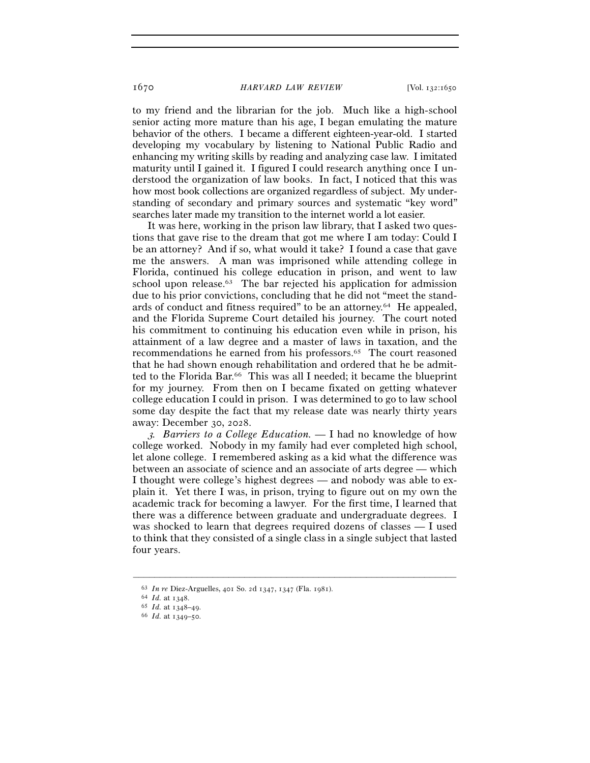to my friend and the librarian for the job. Much like a high-school senior acting more mature than his age, I began emulating the mature behavior of the others. I became a different eighteen-year-old. I started developing my vocabulary by listening to National Public Radio and enhancing my writing skills by reading and analyzing case law. I imitated maturity until I gained it. I figured I could research anything once I understood the organization of law books. In fact, I noticed that this was how most book collections are organized regardless of subject. My understanding of secondary and primary sources and systematic "key word" searches later made my transition to the internet world a lot easier.

It was here, working in the prison law library, that I asked two questions that gave rise to the dream that got me where I am today: Could I be an attorney? And if so, what would it take? I found a case that gave me the answers. A man was imprisoned while attending college in Florida, continued his college education in prison, and went to law school upon release.[63] The bar rejected his application for admission due to his prior convictions, concluding that he did not "meet the standards of conduct and fitness required" to be an attorney.[64] He appealed, and the Florida Supreme Court detailed his journey. The court noted his commitment to continuing his education even while in prison, his attainment of a law degree and a master of laws in taxation, and the recommendations he earned from his professors.[65] The court reasoned that he had shown enough rehabilitation and ordered that he be admitted to the Florida Bar.[66] This was all I needed; it became the blueprint for my journey. From then on I became fixated on getting whatever college education I could in prison. I was determined to go to law school some day despite the fact that my release date was nearly thirty years away: December 30, 2028.

*3. Barriers to a College Education.* — I had no knowledge of how college worked. Nobody in my family had ever completed high school, let alone college. I remembered asking as a kid what the difference was between an associate of science and an associate of arts degree — which I thought were college's highest degrees — and nobody was able to explain it. Yet there I was, in prison, trying to figure out on my own the academic track for becoming a lawyer. For the first time, I learned that there was a difference between graduate and undergraduate degrees. I was shocked to learn that degrees required dozens of classes — I used to think that they consisted of a single class in a single subject that lasted four years.

---

[63] *In re* Diez-Arguelles, 401 So. 2d 1347, 1347 (Fla. 1981).

[64] *Id.* at 1348.

[65] *Id.* at 1348–49.

[66] *Id.* at 1349–50.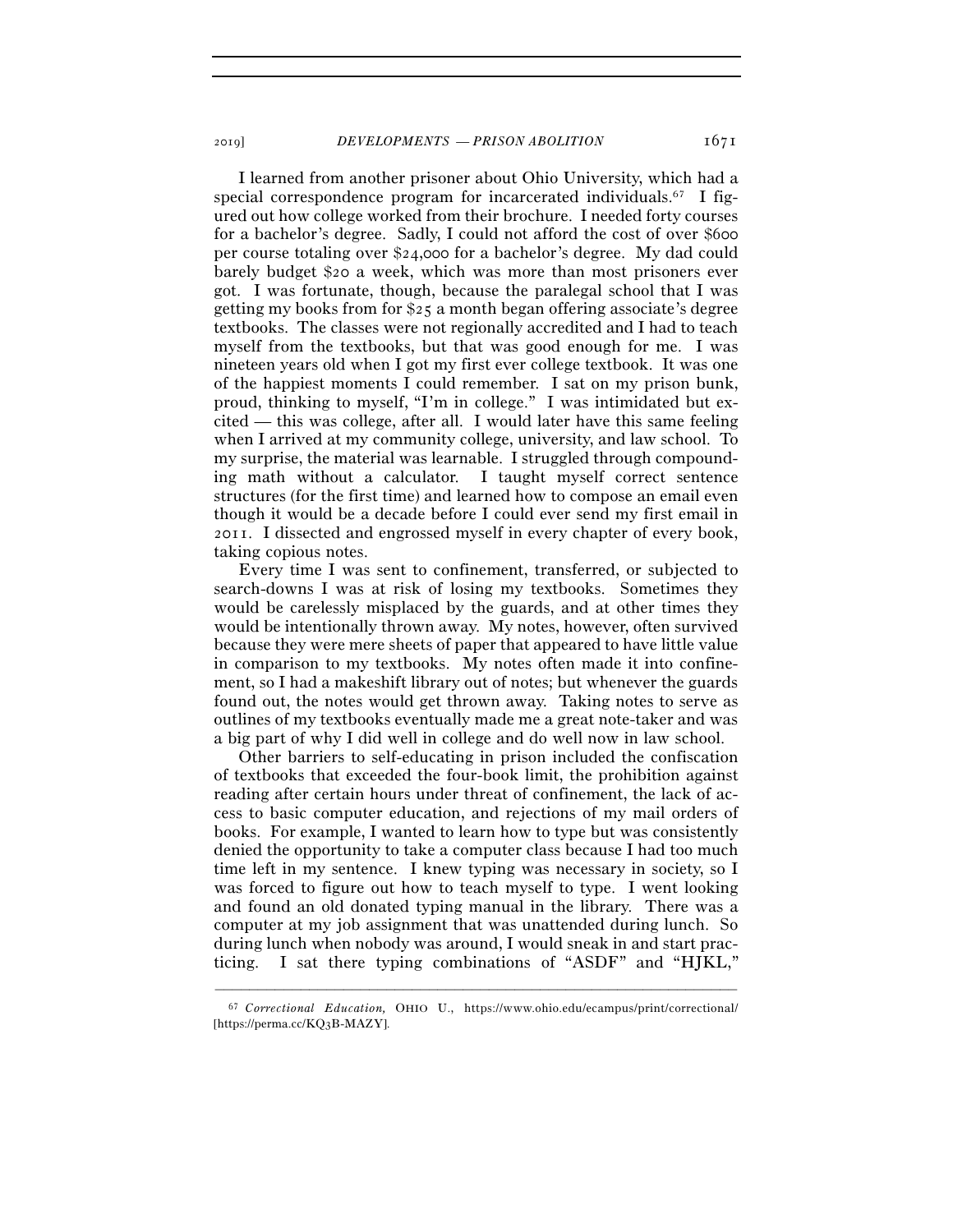I learned from another prisoner about Ohio University, which had a special correspondence program for incarcerated individuals.[67] I figured out how college worked from their brochure. I needed forty courses for a bachelor's degree. Sadly, I could not afford the cost of over $600 per course totaling over $24,000 for a bachelor's degree. My dad could barely budget $20 a week, which was more than most prisoners ever got. I was fortunate, though, because the paralegal school that I was getting my books from for $25 a month began offering associate's degree textbooks. The classes were not regionally accredited and I had to teach myself from the textbooks, but that was good enough for me. I was nineteen years old when I got my first ever college textbook. It was one of the happiest moments I could remember. I sat on my prison bunk, proud, thinking to myself, "I'm in college." I was intimidated but excited — this was college, after all. I would later have this same feeling when I arrived at my community college, university, and law school. To my surprise, the material was learnable. I struggled through compounding math without a calculator. I taught myself correct sentence structures (for the first time) and learned how to compose an email even though it would be a decade before I could ever send my first email in 2011. I dissected and engrossed myself in every chapter of every book, taking copious notes.

Every time I was sent to confinement, transferred, or subjected to search-downs I was at risk of losing my textbooks. Sometimes they would be carelessly misplaced by the guards, and at other times they would be intentionally thrown away. My notes, however, often survived because they were mere sheets of paper that appeared to have little value in comparison to my textbooks. My notes often made it into confinement, so I had a makeshift library out of notes; but whenever the guards found out, the notes would get thrown away. Taking notes to serve as outlines of my textbooks eventually made me a great note-taker and was a big part of why I did well in college and do well now in law school.

Other barriers to self-educating in prison included the confiscation of textbooks that exceeded the four-book limit, the prohibition against reading after certain hours under threat of confinement, the lack of access to basic computer education, and rejections of my mail orders of books. For example, I wanted to learn how to type but was consistently denied the opportunity to take a computer class because I had too much time left in my sentence. I knew typing was necessary in society, so I was forced to figure out how to teach myself to type. I went looking and found an old donated typing manual in the library. There was a computer at my job assignment that was unattended during lunch. So during lunch when nobody was around, I would sneak in and start practicing. I sat there typing combinations of "ASDF" and "HJKL,"

---

[67] *Correctional Education,* OHIO U., https://www.ohio.edu/ecampus/print/correctional/ [https://perma.cc/KQ3B-MAZY].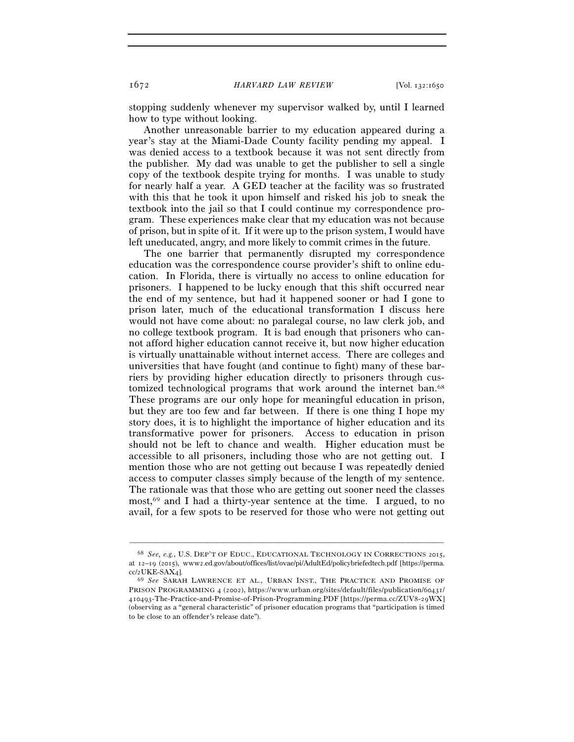stopping suddenly whenever my supervisor walked by, until I learned how to type without looking.

Another unreasonable barrier to my education appeared during a year's stay at the Miami-Dade County facility pending my appeal. I was denied access to a textbook because it was not sent directly from the publisher. My dad was unable to get the publisher to sell a single copy of the textbook despite trying for months. I was unable to study for nearly half a year. A GED teacher at the facility was so frustrated with this that he took it upon himself and risked his job to sneak the textbook into the jail so that I could continue my correspondence program. These experiences make clear that my education was not because of prison, but in spite of it. If it were up to the prison system, I would have left uneducated, angry, and more likely to commit crimes in the future.

The one barrier that permanently disrupted my correspondence education was the correspondence course provider's shift to online education. In Florida, there is virtually no access to online education for prisoners. I happened to be lucky enough that this shift occurred near the end of my sentence, but had it happened sooner or had I gone to prison later, much of the educational transformation I discuss here would not have come about: no paralegal course, no law clerk job, and no college textbook program. It is bad enough that prisoners who cannot afford higher education cannot receive it, but now higher education is virtually unattainable without internet access. There are colleges and universities that have fought (and continue to fight) many of these barriers by providing higher education directly to prisoners through customized technological programs that work around the internet ban.[68] These programs are our only hope for meaningful education in prison, but they are too few and far between. If there is one thing I hope my story does, it is to highlight the importance of higher education and its transformative power for prisoners. Access to education in prison should not be left to chance and wealth. Higher education must be accessible to all prisoners, including those who are not getting out. I mention those who are not getting out because I was repeatedly denied access to computer classes simply because of the length of my sentence. The rationale was that those who are getting out sooner need the classes most,[69] and I had a thirty-year sentence at the time. I argued, to no avail, for a few spots to be reserved for those who were not getting out

---

[68] *See, e.g.*, U.S. DEP'T OF EDUC., EDUCATIONAL TECHNOLOGY IN CORRECTIONS 2015, at 12–19 (2015), www2.ed.gov/about/offices/list/ovae/pi/AdultEd/policybriefedtech.pdf [https://perma.cc/2UKE-SAX4].

[69] *See* SARAH LAWRENCE ET AL., URBAN INST., THE PRACTICE AND PROMISE OF PRISON PROGRAMMING 4 (2002), https://www.urban.org/sites/default/files/publication/60431/410493-The-Practice-and-Promise-of-Prison-Programming.PDF [https://perma.cc/ZUV8-29WX] (observing as a "general characteristic" of prisoner education programs that "participation is timed to be close to an offender's release date").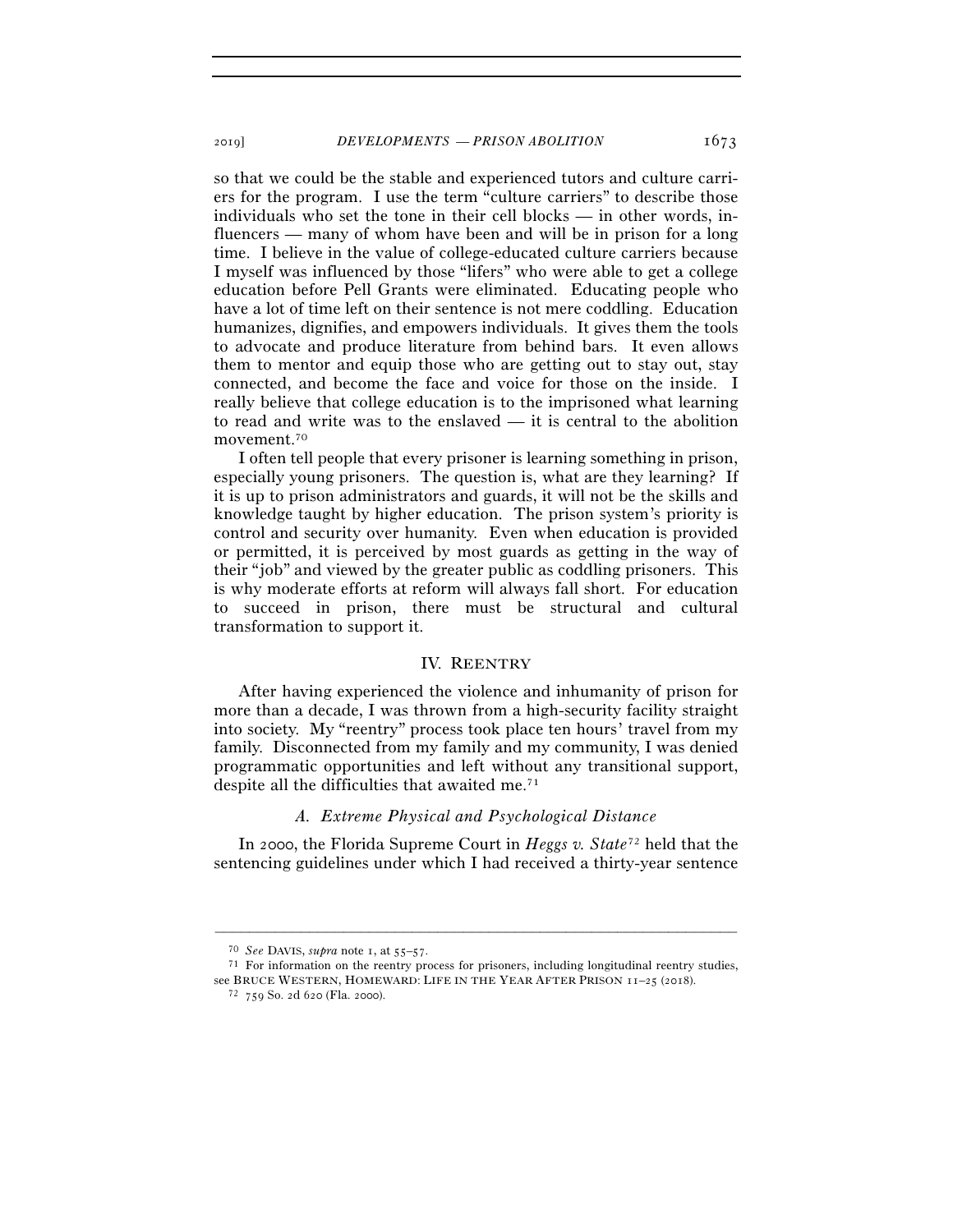so that we could be the stable and experienced tutors and culture carriers for the program. I use the term "culture carriers" to describe those individuals who set the tone in their cell blocks — in other words, influencers — many of whom have been and will be in prison for a long time. I believe in the value of college-educated culture carriers because I myself was influenced by those "lifers" who were able to get a college education before Pell Grants were eliminated. Educating people who have a lot of time left on their sentence is not mere coddling. Education humanizes, dignifies, and empowers individuals. It gives them the tools to advocate and produce literature from behind bars. It even allows them to mentor and equip those who are getting out to stay out, stay connected, and become the face and voice for those on the inside. I really believe that college education is to the imprisoned what learning to read and write was to the enslaved — it is central to the abolition movement.[70]

I often tell people that every prisoner is learning something in prison, especially young prisoners. The question is, what are they learning? If it is up to prison administrators and guards, it will not be the skills and knowledge taught by higher education. The prison system's priority is control and security over humanity. Even when education is provided or permitted, it is perceived by most guards as getting in the way of their "job" and viewed by the greater public as coddling prisoners. This is why moderate efforts at reform will always fall short. For education to succeed in prison, there must be structural and cultural transformation to support it.

## IV. Reentry

After having experienced the violence and inhumanity of prison for more than a decade, I was thrown from a high-security facility straight into society. My "reentry" process took place ten hours' travel from my family. Disconnected from my family and my community, I was denied programmatic opportunities and left without any transitional support, despite all the difficulties that awaited me.[71]

### *A. Extreme Physical and Psychological Distance*

In 2000, the Florida Supreme Court in *Heggs v. State*[72] held that the sentencing guidelines under which I had received a thirty-year sentence

---

[70] *See* DAVIS, *supra* note 1, at 55–57.

[71] For information on the reentry process for prisoners, including longitudinal reentry studies, see BRUCE WESTERN, HOMEWARD: LIFE IN THE YEAR AFTER PRISON 11–25 (2018).

[72] 759 So. 2d 620 (Fla. 2000).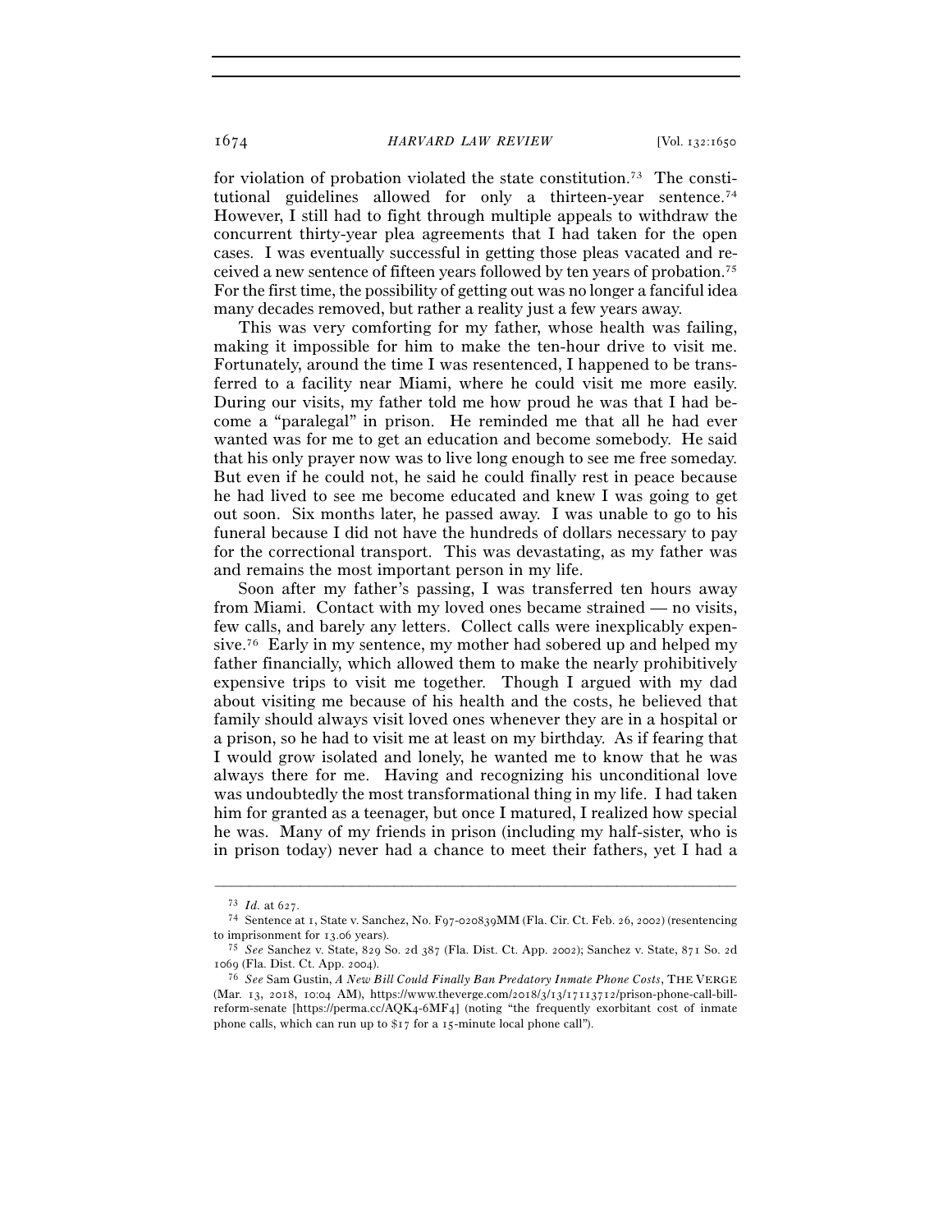for violation of probation violated the state constitution.[73] The constitutional guidelines allowed for only a thirteen-year sentence.[74] However, I still had to fight through multiple appeals to withdraw the concurrent thirty-year plea agreements that I had taken for the open cases. I was eventually successful in getting those pleas vacated and received a new sentence of fifteen years followed by ten years of probation.[75] For the first time, the possibility of getting out was no longer a fanciful idea many decades removed, but rather a reality just a few years away.

This was very comforting for my father, whose health was failing, making it impossible for him to make the ten-hour drive to visit me. Fortunately, around the time I was resentenced, I happened to be transferred to a facility near Miami, where he could visit me more easily. During our visits, my father told me how proud he was that I had become a "paralegal" in prison. He reminded me that all he had ever wanted was for me to get an education and become somebody. He said that his only prayer now was to live long enough to see me free someday. But even if he could not, he said he could finally rest in peace because he had lived to see me become educated and knew I was going to get out soon. Six months later, he passed away. I was unable to go to his funeral because I did not have the hundreds of dollars necessary to pay for the correctional transport. This was devastating, as my father was and remains the most important person in my life.

Soon after my father's passing, I was transferred ten hours away from Miami. Contact with my loved ones became strained — no visits, few calls, and barely any letters. Collect calls were inexplicably expensive.[76] Early in my sentence, my mother had sobered up and helped my father financially, which allowed them to make the nearly prohibitively expensive trips to visit me together. Though I argued with my dad about visiting me because of his health and the costs, he believed that family should always visit loved ones whenever they are in a hospital or a prison, so he had to visit me at least on my birthday. As if fearing that I would grow isolated and lonely, he wanted me to know that he was always there for me. Having and recognizing his unconditional love was undoubtedly the most transformational thing in my life. I had taken him for granted as a teenager, but once I matured, I realized how special he was. Many of my friends in prison (including my half-sister, who is in prison today) never had a chance to meet their fathers, yet I had a

---

[73] *Id.* at 627.

[74] Sentence at 1, State v. Sanchez, No. F97-020839MM (Fla. Cir. Ct. Feb. 26, 2002) (resentencing to imprisonment for 13.06 years).

[75] *See* Sanchez v. State, 829 So. 2d 387 (Fla. Dist. Ct. App. 2002); Sanchez v. State, 871 So. 2d 1069 (Fla. Dist. Ct. App. 2004).

[76] *See* Sam Gustin, *A New Bill Could Finally Ban Predatory Inmate Phone Costs*, THE VERGE (Mar. 13, 2018, 10:04 AM), https://www.theverge.com/2018/3/13/17113712/prison-phone-call-bill-reform-senate [https://perma.cc/AQK4-6MF4] (noting "the frequently exorbitant cost of inmate phone calls, which can run up to $17 for a 15-minute local phone call").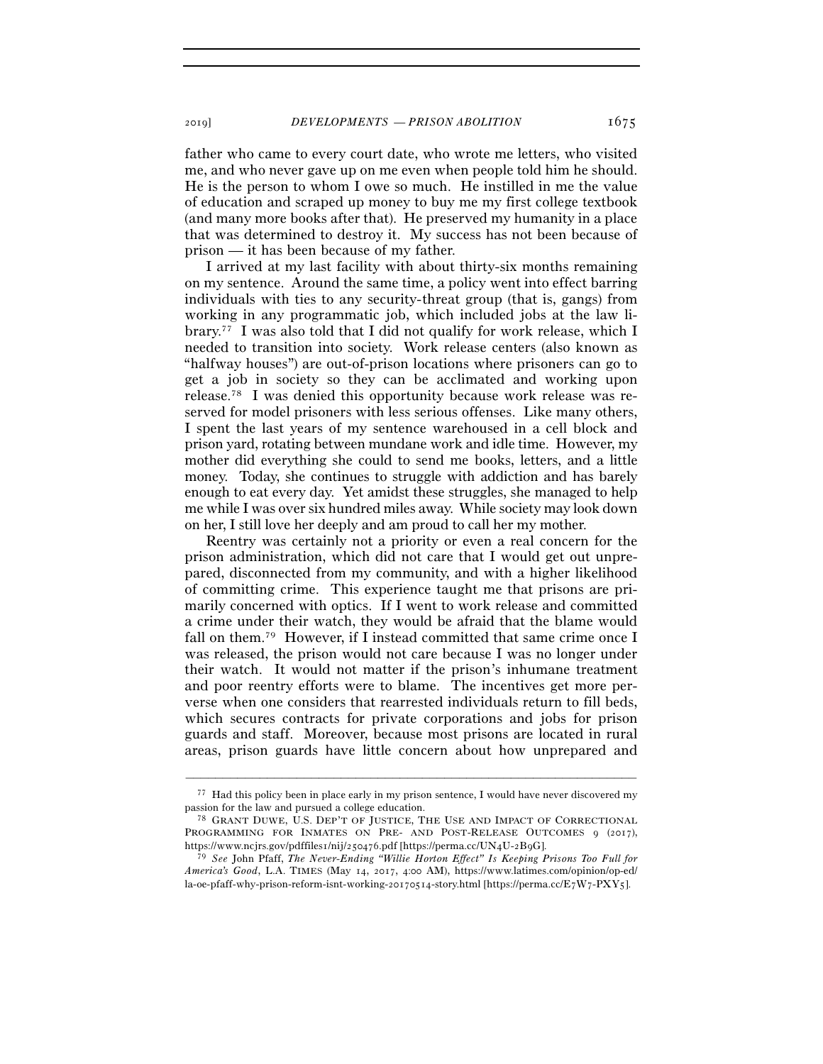father who came to every court date, who wrote me letters, who visited me, and who never gave up on me even when people told him he should. He is the person to whom I owe so much. He instilled in me the value of education and scraped up money to buy me my first college textbook (and many more books after that). He preserved my humanity in a place that was determined to destroy it. My success has not been because of prison — it has been because of my father.

I arrived at my last facility with about thirty-six months remaining on my sentence. Around the same time, a policy went into effect barring individuals with ties to any security-threat group (that is, gangs) from working in any programmatic job, which included jobs at the law library.[77] I was also told that I did not qualify for work release, which I needed to transition into society. Work release centers (also known as "halfway houses") are out-of-prison locations where prisoners can go to get a job in society so they can be acclimated and working upon release.[78] I was denied this opportunity because work release was reserved for model prisoners with less serious offenses. Like many others, I spent the last years of my sentence warehoused in a cell block and prison yard, rotating between mundane work and idle time. However, my mother did everything she could to send me books, letters, and a little money. Today, she continues to struggle with addiction and has barely enough to eat every day. Yet amidst these struggles, she managed to help me while I was over six hundred miles away. While society may look down on her, I still love her deeply and am proud to call her my mother.

Reentry was certainly not a priority or even a real concern for the prison administration, which did not care that I would get out unprepared, disconnected from my community, and with a higher likelihood of committing crime. This experience taught me that prisons are primarily concerned with optics. If I went to work release and committed a crime under their watch, they would be afraid that the blame would fall on them.[79] However, if I instead committed that same crime once I was released, the prison would not care because I was no longer under their watch. It would not matter if the prison's inhumane treatment and poor reentry efforts were to blame. The incentives get more perverse when one considers that rearrested individuals return to fill beds, which secures contracts for private corporations and jobs for prison guards and staff. Moreover, because most prisons are located in rural areas, prison guards have little concern about how unprepared and

---

[77] Had this policy been in place early in my prison sentence, I would have never discovered my passion for the law and pursued a college education.

[78] GRANT DUWE, U.S. DEP'T OF JUSTICE, THE USE AND IMPACT OF CORRECTIONAL PROGRAMMING FOR INMATES ON PRE- AND POST-RELEASE OUTCOMES 9 (2017), https://www.ncjrs.gov/pdffiles1/nij/250476.pdf [https://perma.cc/UN4U-2B9G].

[79] *See* John Pfaff, *The Never-Ending "Willie Horton Effect" Is Keeping Prisons Too Full for America's Good*, L.A. TIMES (May 14, 2017, 4:00 AM), https://www.latimes.com/opinion/op-ed/la-oe-pfaff-why-prison-reform-isnt-working-20170514-story.html [https://perma.cc/E7W7-PXY5].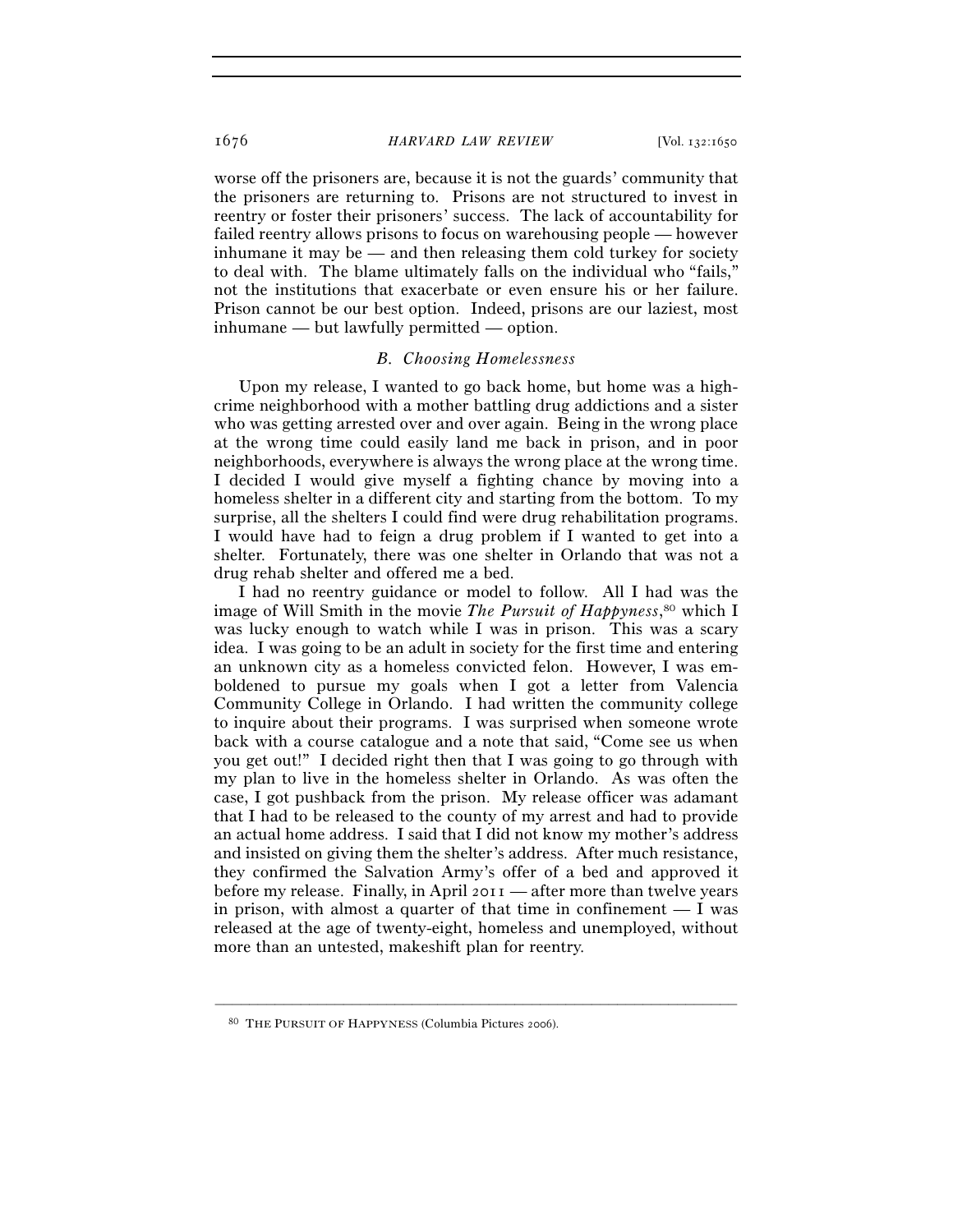worse off the prisoners are, because it is not the guards' community that the prisoners are returning to. Prisons are not structured to invest in reentry or foster their prisoners' success. The lack of accountability for failed reentry allows prisons to focus on warehousing people — however inhumane it may be — and then releasing them cold turkey for society to deal with. The blame ultimately falls on the individual who "fails," not the institutions that exacerbate or even ensure his or her failure. Prison cannot be our best option. Indeed, prisons are our laziest, most inhumane — but lawfully permitted — option.

### *B. Choosing Homelessness*

Upon my release, I wanted to go back home, but home was a high-crime neighborhood with a mother battling drug addictions and a sister who was getting arrested over and over again. Being in the wrong place at the wrong time could easily land me back in prison, and in poor neighborhoods, everywhere is always the wrong place at the wrong time. I decided I would give myself a fighting chance by moving into a homeless shelter in a different city and starting from the bottom. To my surprise, all the shelters I could find were drug rehabilitation programs. I would have had to feign a drug problem if I wanted to get into a shelter. Fortunately, there was one shelter in Orlando that was not a drug rehab shelter and offered me a bed.

I had no reentry guidance or model to follow. All I had was the image of Will Smith in the movie *The Pursuit of Happyness*,[80] which I was lucky enough to watch while I was in prison. This was a scary idea. I was going to be an adult in society for the first time and entering an unknown city as a homeless convicted felon. However, I was emboldened to pursue my goals when I got a letter from Valencia Community College in Orlando. I had written the community college to inquire about their programs. I was surprised when someone wrote back with a course catalogue and a note that said, "Come see us when you get out!" I decided right then that I was going to go through with my plan to live in the homeless shelter in Orlando. As was often the case, I got pushback from the prison. My release officer was adamant that I had to be released to the county of my arrest and had to provide an actual home address. I said that I did not know my mother's address and insisted on giving them the shelter's address. After much resistance, they confirmed the Salvation Army's offer of a bed and approved it before my release. Finally, in April 2011 — after more than twelve years in prison, with almost a quarter of that time in confinement — I was released at the age of twenty-eight, homeless and unemployed, without more than an untested, makeshift plan for reentry.

---

[80] THE PURSUIT OF HAPPYNESS (Columbia Pictures 2006).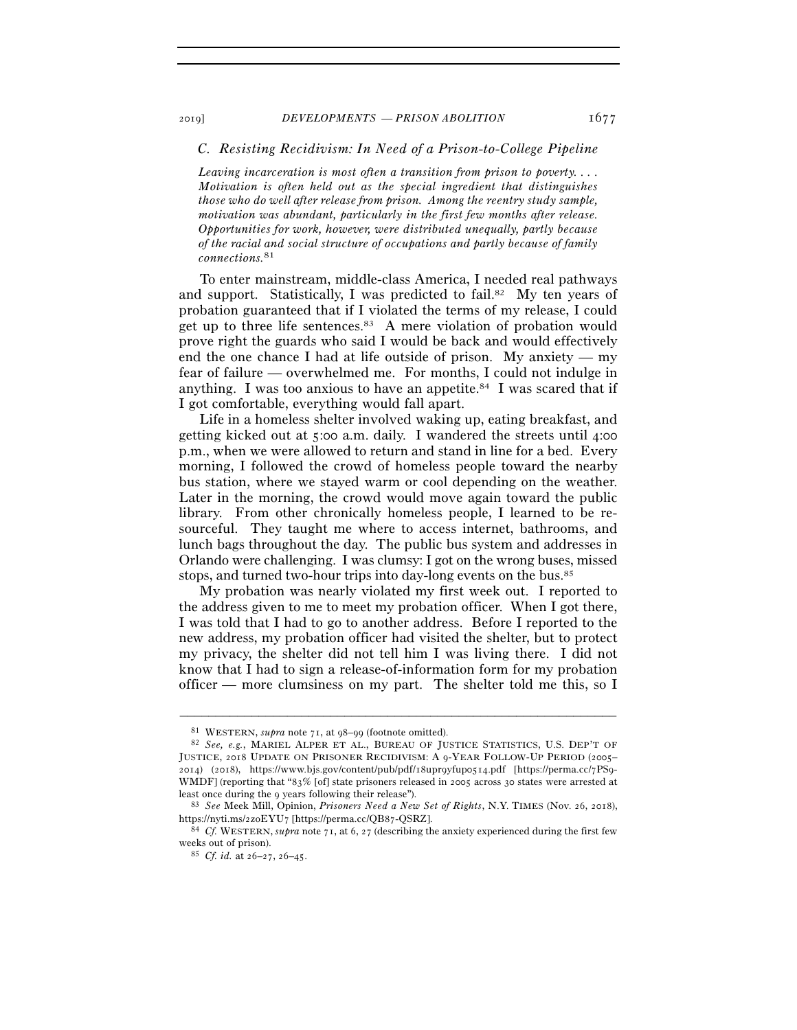### C. Resisting Recidivism: In Need of a Prison-to-College Pipeline

*Leaving incarceration is most often a transition from prison to poverty. . . . Motivation is often held out as the special ingredient that distinguishes those who do well after release from prison. Among the reentry study sample, motivation was abundant, particularly in the first few months after release. Opportunities for work, however, were distributed unequally, partly because of the racial and social structure of occupations and partly because of family connections.*[81]

To enter mainstream, middle-class America, I needed real pathways and support. Statistically, I was predicted to fail.[82] My ten years of probation guaranteed that if I violated the terms of my release, I could get up to three life sentences.[83] A mere violation of probation would prove right the guards who said I would be back and would effectively end the one chance I had at life outside of prison. My anxiety — my fear of failure — overwhelmed me. For months, I could not indulge in anything. I was too anxious to have an appetite.[84] I was scared that if I got comfortable, everything would fall apart.

Life in a homeless shelter involved waking up, eating breakfast, and getting kicked out at 5:00 a.m. daily. I wandered the streets until 4:00 p.m., when we were allowed to return and stand in line for a bed. Every morning, I followed the crowd of homeless people toward the nearby bus station, where we stayed warm or cool depending on the weather. Later in the morning, the crowd would move again toward the public library. From other chronically homeless people, I learned to be resourceful. They taught me where to access internet, bathrooms, and lunch bags throughout the day. The public bus system and addresses in Orlando were challenging. I was clumsy: I got on the wrong buses, missed stops, and turned two-hour trips into day-long events on the bus.[85]

My probation was nearly violated my first week out. I reported to the address given to me to meet my probation officer. When I got there, I was told that I had to go to another address. Before I reported to the new address, my probation officer had visited the shelter, but to protect my privacy, the shelter did not tell him I was living there. I did not know that I had to sign a release-of-information form for my probation officer — more clumsiness on my part. The shelter told me this, so I

---

[81] WESTERN, *supra* note 71, at 98–99 (footnote omitted).

[82] *See, e.g.*, MARIEL ALPER ET AL., BUREAU OF JUSTICE STATISTICS, U.S. DEP'T OF JUSTICE, 2018 UPDATE ON PRISONER RECIDIVISM: A 9-YEAR FOLLOW-UP PERIOD (2005–2014) (2018), https://www.bjs.gov/content/pub/pdf/18upr9yfup0514.pdf [https://perma.cc/7PS9-WMDF] (reporting that "83% [of] state prisoners released in 2005 across 30 states were arrested at least once during the 9 years following their release").

[83] *See* Meek Mill, Opinion, *Prisoners Need a New Set of Rights*, N.Y. TIMES (Nov. 26, 2018), https://nyti.ms/2zoEYU7 [https://perma.cc/QB87-QSRZ].

[84] *Cf.* WESTERN, *supra* note 71, at 6, 27 (describing the anxiety experienced during the first few weeks out of prison).

[85] *Cf. id.* at 26–27, 26–45.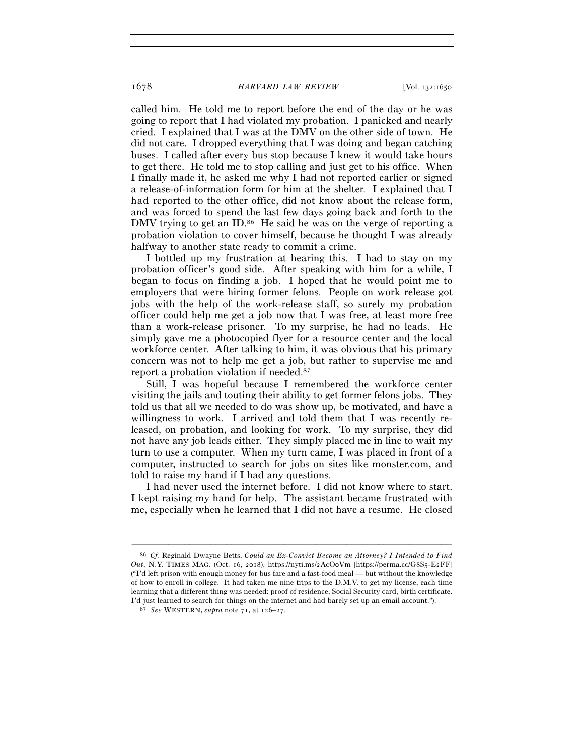called him. He told me to report before the end of the day or he was going to report that I had violated my probation. I panicked and nearly cried. I explained that I was at the DMV on the other side of town. He did not care. I dropped everything that I was doing and began catching buses. I called after every bus stop because I knew it would take hours to get there. He told me to stop calling and just get to his office. When I finally made it, he asked me why I had not reported earlier or signed a release-of-information form for him at the shelter. I explained that I had reported to the other office, did not know about the release form, and was forced to spend the last few days going back and forth to the DMV trying to get an ID.[86] He said he was on the verge of reporting a probation violation to cover himself, because he thought I was already halfway to another state ready to commit a crime.

I bottled up my frustration at hearing this. I had to stay on my probation officer's good side. After speaking with him for a while, I began to focus on finding a job. I hoped that he would point me to employers that were hiring former felons. People on work release got jobs with the help of the work-release staff, so surely my probation officer could help me get a job now that I was free, at least more free than a work-release prisoner. To my surprise, he had no leads. He simply gave me a photocopied flyer for a resource center and the local workforce center. After talking to him, it was obvious that his primary concern was not to help me get a job, but rather to supervise me and report a probation violation if needed.[87]

Still, I was hopeful because I remembered the workforce center visiting the jails and touting their ability to get former felons jobs. They told us that all we needed to do was show up, be motivated, and have a willingness to work. I arrived and told them that I was recently released, on probation, and looking for work. To my surprise, they did not have any job leads either. They simply placed me in line to wait my turn to use a computer. When my turn came, I was placed in front of a computer, instructed to search for jobs on sites like monster.com, and told to raise my hand if I had any questions.

I had never used the internet before. I did not know where to start. I kept raising my hand for help. The assistant became frustrated with me, especially when he learned that I did not have a resume. He closed

---

[86] *Cf.* Reginald Dwayne Betts, *Could an Ex-Convict Become an Attorney? I Intended to Find Out*, N.Y. TIMES MAG. (Oct. 16, 2018), https://nyti.ms/2AcOoVm [https://perma.cc/G8S5-E2FF] ("I'd left prison with enough money for bus fare and a fast-food meal — but without the knowledge of how to enroll in college. It had taken me nine trips to the D.M.V. to get my license, each time learning that a different thing was needed: proof of residence, Social Security card, birth certificate. I'd just learned to search for things on the internet and had barely set up an email account.").

[87] *See* WESTERN, *supra* note 71, at 126–27.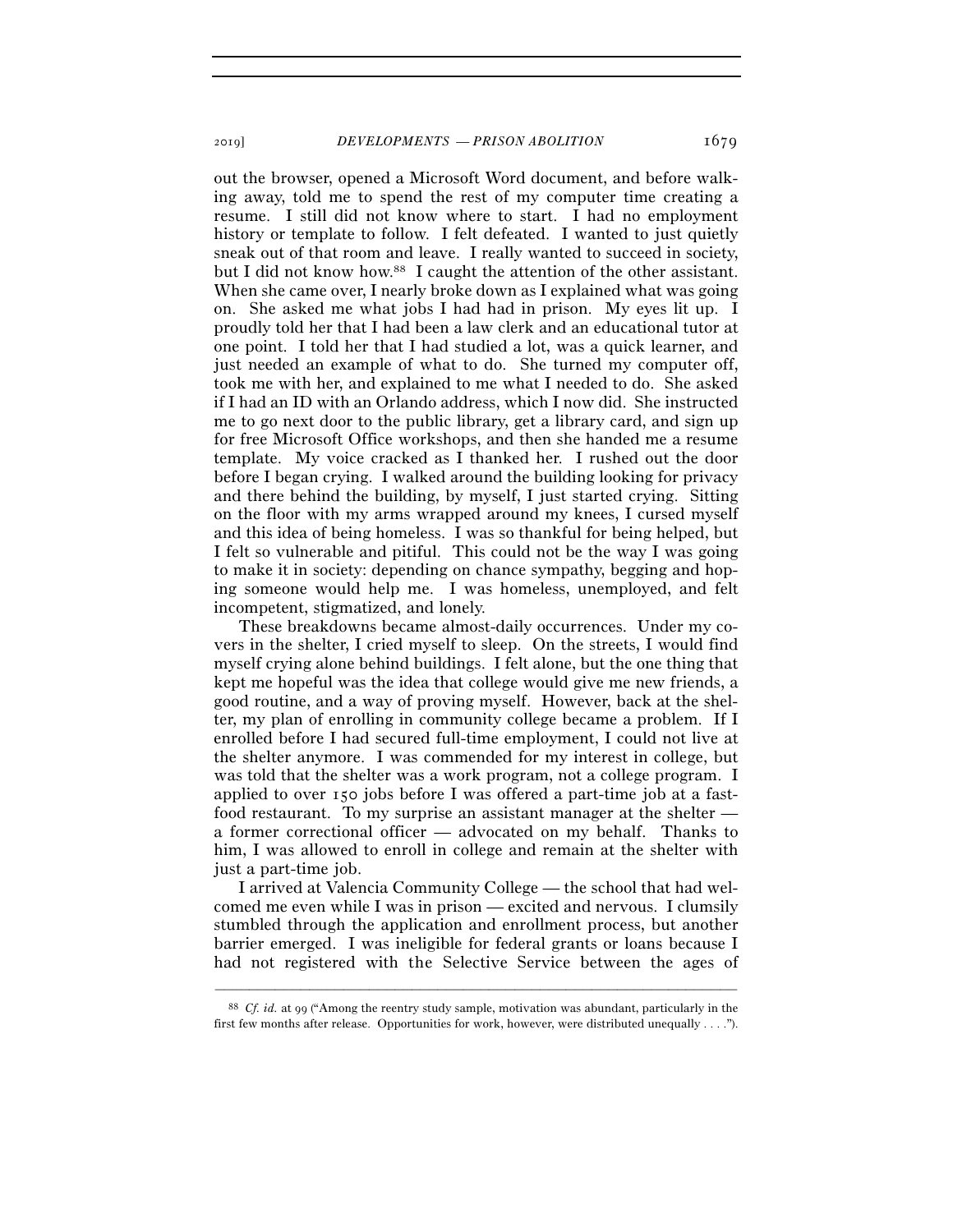out the browser, opened a Microsoft Word document, and before walking away, told me to spend the rest of my computer time creating a resume. I still did not know where to start. I had no employment history or template to follow. I felt defeated. I wanted to just quietly sneak out of that room and leave. I really wanted to succeed in society, but I did not know how.[88] I caught the attention of the other assistant. When she came over, I nearly broke down as I explained what was going on. She asked me what jobs I had had in prison. My eyes lit up. I proudly told her that I had been a law clerk and an educational tutor at one point. I told her that I had studied a lot, was a quick learner, and just needed an example of what to do. She turned my computer off, took me with her, and explained to me what I needed to do. She asked if I had an ID with an Orlando address, which I now did. She instructed me to go next door to the public library, get a library card, and sign up for free Microsoft Office workshops, and then she handed me a resume template. My voice cracked as I thanked her. I rushed out the door before I began crying. I walked around the building looking for privacy and there behind the building, by myself, I just started crying. Sitting on the floor with my arms wrapped around my knees, I cursed myself and this idea of being homeless. I was so thankful for being helped, but I felt so vulnerable and pitiful. This could not be the way I was going to make it in society: depending on chance sympathy, begging and hoping someone would help me. I was homeless, unemployed, and felt incompetent, stigmatized, and lonely.

These breakdowns became almost-daily occurrences. Under my covers in the shelter, I cried myself to sleep. On the streets, I would find myself crying alone behind buildings. I felt alone, but the one thing that kept me hopeful was the idea that college would give me new friends, a good routine, and a way of proving myself. However, back at the shelter, my plan of enrolling in community college became a problem. If I enrolled before I had secured full-time employment, I could not live at the shelter anymore. I was commended for my interest in college, but was told that the shelter was a work program, not a college program. I applied to over 150 jobs before I was offered a part-time job at a fast-food restaurant. To my surprise an assistant manager at the shelter — a former correctional officer — advocated on my behalf. Thanks to him, I was allowed to enroll in college and remain at the shelter with just a part-time job.

I arrived at Valencia Community College — the school that had welcomed me even while I was in prison — excited and nervous. I clumsily stumbled through the application and enrollment process, but another barrier emerged. I was ineligible for federal grants or loans because I had not registered with the Selective Service between the ages of

---

[88] *Cf. id.* at 99 ("Among the reentry study sample, motivation was abundant, particularly in the first few months after release. Opportunities for work, however, were distributed unequally . . . .").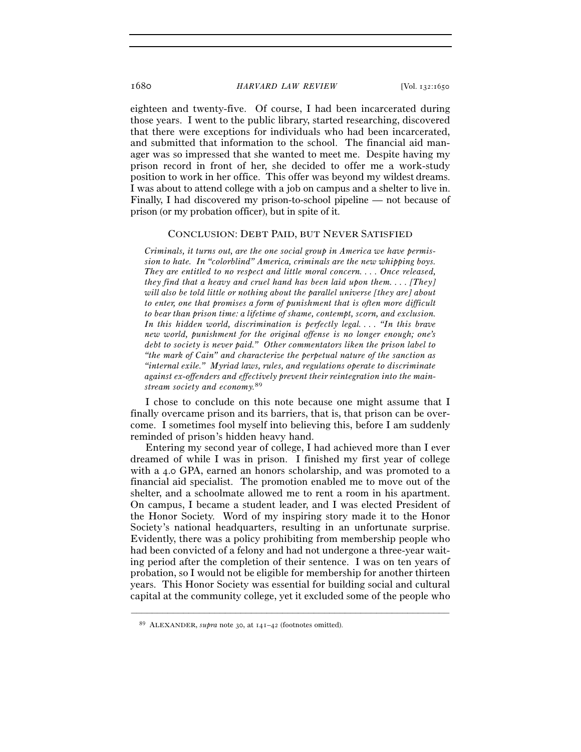eighteen and twenty-five. Of course, I had been incarcerated during those years. I went to the public library, started researching, discovered that there were exceptions for individuals who had been incarcerated, and submitted that information to the school. The financial aid manager was so impressed that she wanted to meet me. Despite having my prison record in front of her, she decided to offer me a work-study position to work in her office. This offer was beyond my wildest dreams. I was about to attend college with a job on campus and a shelter to live in. Finally, I had discovered my prison-to-school pipeline — not because of prison (or my probation officer), but in spite of it.

## CONCLUSION: DEBT PAID, BUT NEVER SATISFIED

> *Criminals, it turns out, are the one social group in America we have permission to hate. In "colorblind" America, criminals are the new whipping boys. They are entitled to no respect and little moral concern. . . . Once released, they find that a heavy and cruel hand has been laid upon them. . . . [They] will also be told little or nothing about the parallel universe [they are] about to enter, one that promises a form of punishment that is often more difficult to bear than prison time: a lifetime of shame, contempt, scorn, and exclusion. In this hidden world, discrimination is perfectly legal. . . . "In this brave new world, punishment for the original offense is no longer enough; one's debt to society is never paid." Other commentators liken the prison label to "the mark of Cain" and characterize the perpetual nature of the sanction as "internal exile." Myriad laws, rules, and regulations operate to discriminate against ex-offenders and effectively prevent their reintegration into the mainstream society and economy.*[89]

I chose to conclude on this note because one might assume that I finally overcame prison and its barriers, that is, that prison can be overcome. I sometimes fool myself into believing this, before I am suddenly reminded of prison's hidden heavy hand.

Entering my second year of college, I had achieved more than I ever dreamed of while I was in prison. I finished my first year of college with a 4.0 GPA, earned an honors scholarship, and was promoted to a financial aid specialist. The promotion enabled me to move out of the shelter, and a schoolmate allowed me to rent a room in his apartment. On campus, I became a student leader, and I was elected President of the Honor Society. Word of my inspiring story made it to the Honor Society's national headquarters, resulting in an unfortunate surprise. Evidently, there was a policy prohibiting from membership people who had been convicted of a felony and had not undergone a three-year waiting period after the completion of their sentence. I was on ten years of probation, so I would not be eligible for membership for another thirteen years. This Honor Society was essential for building social and cultural capital at the community college, yet it excluded some of the people who

---

[89] ALEXANDER, *supra* note 30, at 141–42 (footnotes omitted).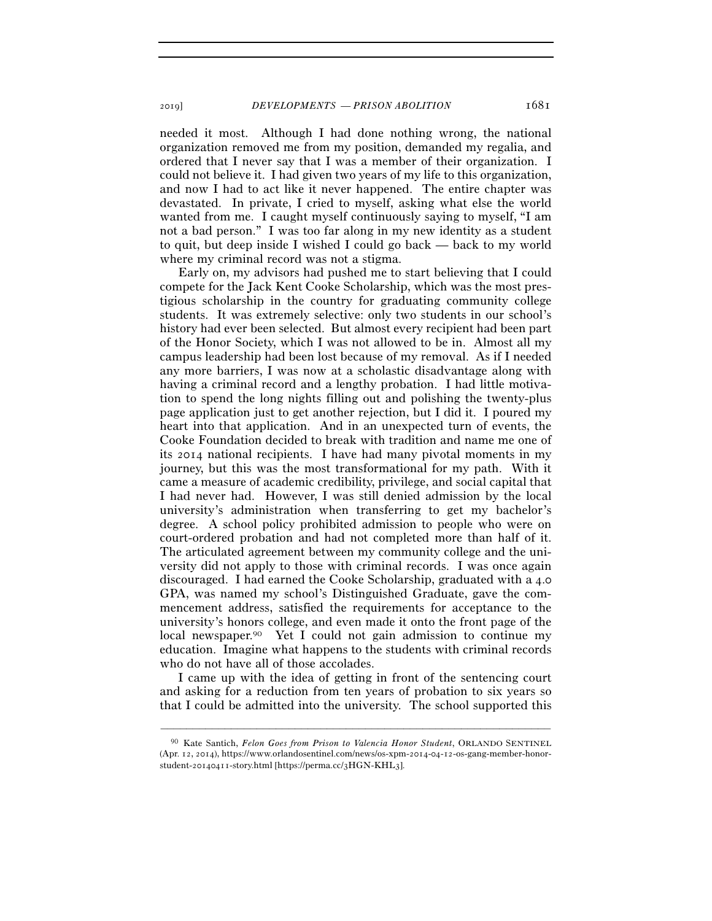needed it most. Although I had done nothing wrong, the national organization removed me from my position, demanded my regalia, and ordered that I never say that I was a member of their organization. I could not believe it. I had given two years of my life to this organization, and now I had to act like it never happened. The entire chapter was devastated. In private, I cried to myself, asking what else the world wanted from me. I caught myself continuously saying to myself, "I am not a bad person." I was too far along in my new identity as a student to quit, but deep inside I wished I could go back — back to my world where my criminal record was not a stigma.

Early on, my advisors had pushed me to start believing that I could compete for the Jack Kent Cooke Scholarship, which was the most prestigious scholarship in the country for graduating community college students. It was extremely selective: only two students in our school's history had ever been selected. But almost every recipient had been part of the Honor Society, which I was not allowed to be in. Almost all my campus leadership had been lost because of my removal. As if I needed any more barriers, I was now at a scholastic disadvantage along with having a criminal record and a lengthy probation. I had little motivation to spend the long nights filling out and polishing the twenty-plus page application just to get another rejection, but I did it. I poured my heart into that application. And in an unexpected turn of events, the Cooke Foundation decided to break with tradition and name me one of its 2014 national recipients. I have had many pivotal moments in my journey, but this was the most transformational for my path. With it came a measure of academic credibility, privilege, and social capital that I had never had. However, I was still denied admission by the local university's administration when transferring to get my bachelor's degree. A school policy prohibited admission to people who were on court-ordered probation and had not completed more than half of it. The articulated agreement between my community college and the university did not apply to those with criminal records. I was once again discouraged. I had earned the Cooke Scholarship, graduated with a 4.0 GPA, was named my school's Distinguished Graduate, gave the commencement address, satisfied the requirements for acceptance to the university's honors college, and even made it onto the front page of the local newspaper.[90] Yet I could not gain admission to continue my education. Imagine what happens to the students with criminal records who do not have all of those accolades.

I came up with the idea of getting in front of the sentencing court and asking for a reduction from ten years of probation to six years so that I could be admitted into the university. The school supported this

---

[90] Kate Santich, *Felon Goes from Prison to Valencia Honor Student*, ORLANDO SENTINEL (Apr. 12, 2014), https://www.orlandosentinel.com/news/os-xpm-2014-04-12-os-gang-member-honor-student-20140411-story.html [https://perma.cc/3HGN-KHL3].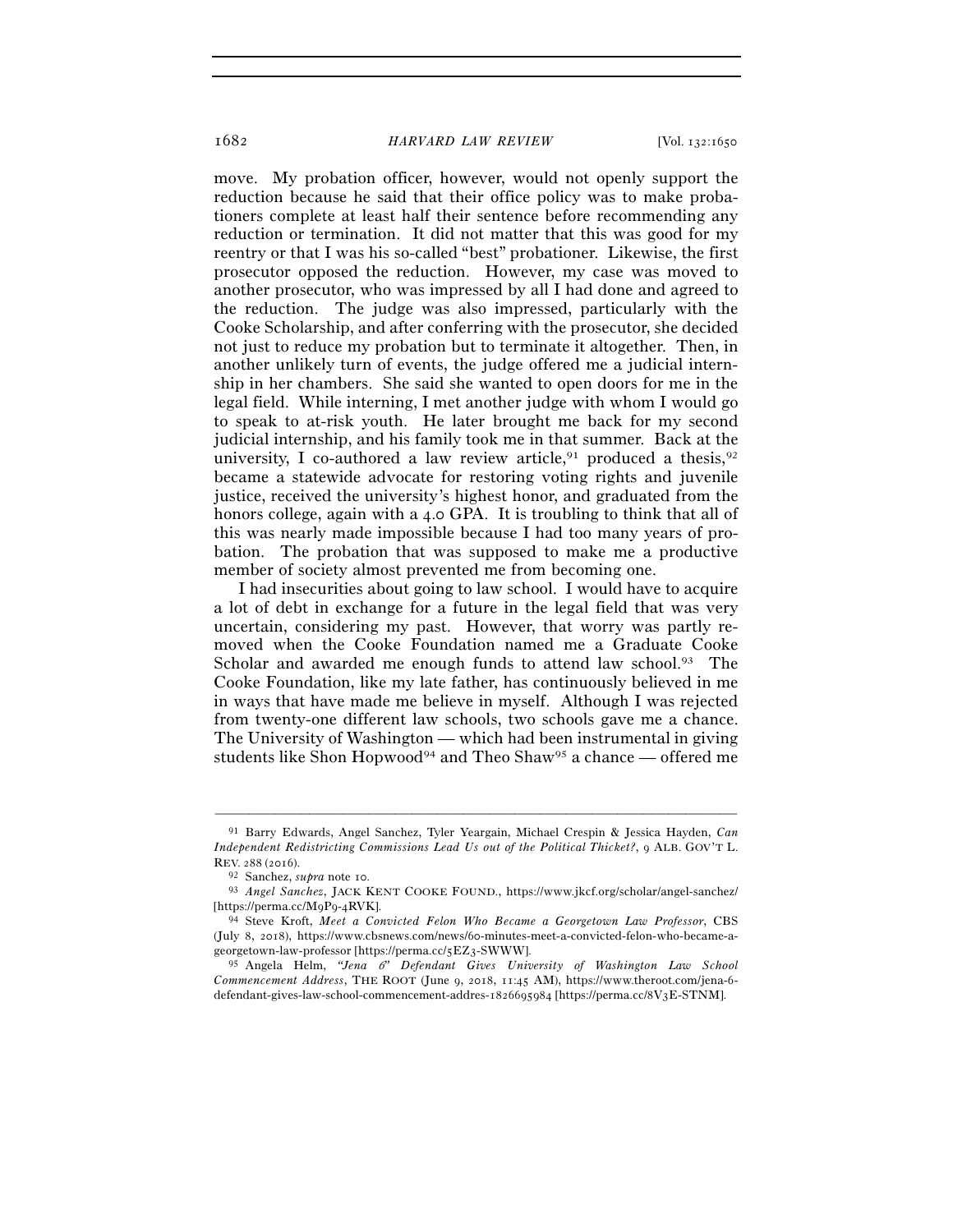move. My probation officer, however, would not openly support the reduction because he said that their office policy was to make probationers complete at least half their sentence before recommending any reduction or termination. It did not matter that this was good for my reentry or that I was his so-called "best" probationer. Likewise, the first prosecutor opposed the reduction. However, my case was moved to another prosecutor, who was impressed by all I had done and agreed to the reduction. The judge was also impressed, particularly with the Cooke Scholarship, and after conferring with the prosecutor, she decided not just to reduce my probation but to terminate it altogether. Then, in another unlikely turn of events, the judge offered me a judicial internship in her chambers. She said she wanted to open doors for me in the legal field. While interning, I met another judge with whom I would go to speak to at-risk youth. He later brought me back for my second judicial internship, and his family took me in that summer. Back at the university, I co-authored a law review article,[91] produced a thesis,[92] became a statewide advocate for restoring voting rights and juvenile justice, received the university's highest honor, and graduated from the honors college, again with a 4.0 GPA. It is troubling to think that all of this was nearly made impossible because I had too many years of probation. The probation that was supposed to make me a productive member of society almost prevented me from becoming one.

I had insecurities about going to law school. I would have to acquire a lot of debt in exchange for a future in the legal field that was very uncertain, considering my past. However, that worry was partly removed when the Cooke Foundation named me a Graduate Cooke Scholar and awarded me enough funds to attend law school.[93] The Cooke Foundation, like my late father, has continuously believed in me in ways that have made me believe in myself. Although I was rejected from twenty-one different law schools, two schools gave me a chance. The University of Washington — which had been instrumental in giving students like Shon Hopwood[94] and Theo Shaw[95] a chance — offered me

---

[91] Barry Edwards, Angel Sanchez, Tyler Yeargain, Michael Crespin & Jessica Hayden, *Can Independent Redistricting Commissions Lead Us out of the Political Thicket?*, 9 ALB. GOV'T L. REV. 288 (2016).

[92] Sanchez, *supra* note 10.

[93] *Angel Sanchez*, JACK KENT COOKE FOUND., https://www.jkcf.org/scholar/angel-sanchez/ [https://perma.cc/M9P9-4RVK].

[94] Steve Kroft, *Meet a Convicted Felon Who Became a Georgetown Law Professor*, CBS (July 8, 2018), https://www.cbsnews.com/news/60-minutes-meet-a-convicted-felon-who-became-a-georgetown-law-professor [https://perma.cc/5EZ3-SWWW].

[95] Angela Helm, *"Jena 6" Defendant Gives University of Washington Law School Commencement Address*, THE ROOT (June 9, 2018, 11:45 AM), https://www.theroot.com/jena-6-defendant-gives-law-school-commencement-addres-1826695984 [https://perma.cc/8V3E-STNM].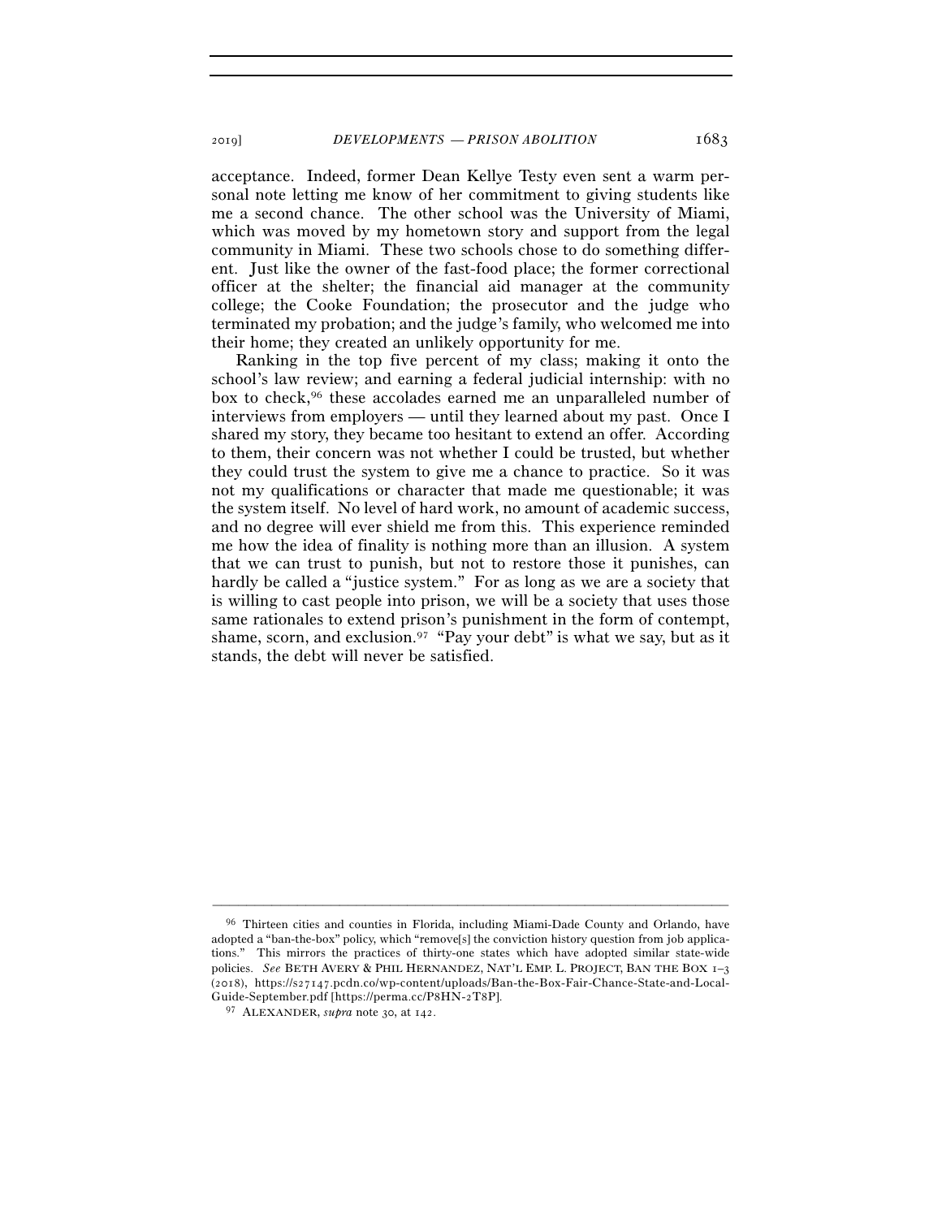acceptance. Indeed, former Dean Kellye Testy even sent a warm personal note letting me know of her commitment to giving students like me a second chance. The other school was the University of Miami, which was moved by my hometown story and support from the legal community in Miami. These two schools chose to do something different. Just like the owner of the fast-food place; the former correctional officer at the shelter; the financial aid manager at the community college; the Cooke Foundation; the prosecutor and the judge who terminated my probation; and the judge's family, who welcomed me into their home; they created an unlikely opportunity for me.

Ranking in the top five percent of my class; making it onto the school's law review; and earning a federal judicial internship: with no box to check,[96] these accolades earned me an unparalleled number of interviews from employers — until they learned about my past. Once I shared my story, they became too hesitant to extend an offer. According to them, their concern was not whether I could be trusted, but whether they could trust the system to give me a chance to practice. So it was not my qualifications or character that made me questionable; it was the system itself. No level of hard work, no amount of academic success, and no degree will ever shield me from this. This experience reminded me how the idea of finality is nothing more than an illusion. A system that we can trust to punish, but not to restore those it punishes, can hardly be called a "justice system." For as long as we are a society that is willing to cast people into prison, we will be a society that uses those same rationales to extend prison's punishment in the form of contempt, shame, scorn, and exclusion.[97] "Pay your debt" is what we say, but as it stands, the debt will never be satisfied.

---

[96] Thirteen cities and counties in Florida, including Miami-Dade County and Orlando, have adopted a "ban-the-box" policy, which "remove[s] the conviction history question from job applications." This mirrors the practices of thirty-one states which have adopted similar state-wide policies. *See* BETH AVERY & PHIL HERNANDEZ, NAT'L EMP. L. PROJECT, BAN THE BOX 1–3 (2018), https://s27147.pcdn.co/wp-content/uploads/Ban-the-Box-Fair-Chance-State-and-Local-Guide-September.pdf [https://perma.cc/P8HN-2T8P].

[97] ALEXANDER, *supra* note 30, at 142.